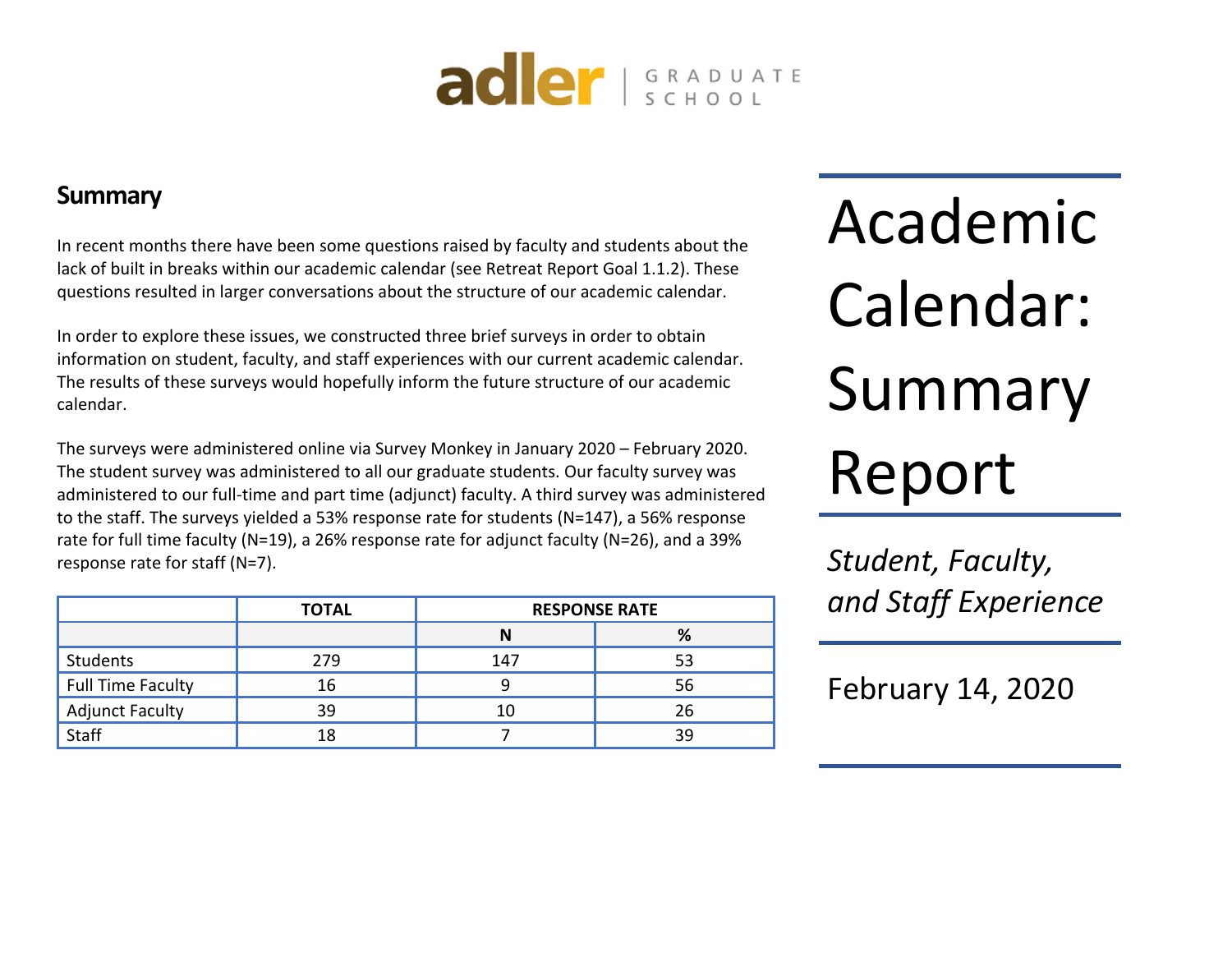adler | GRADUATE SCHOOL

# Academic Calendar: Summary Report

*Student, Faculty, and Staff Experience*

February 14, 2020

## Summary

In recent months there have been some questions raised by faculty and students about the lack of built in breaks within our academic calendar (see Retreat Report Goal 1.1.2). These questions resulted in larger conversations about the structure of our academic calendar.

In order to explore these issues, we constructed three brief surveys in order to obtain information on student, faculty, and staff experiences with our current academic calendar. The results of these surveys would hopefully inform the future structure of our academic calendar.

The surveys were administered online via Survey Monkey in January 2020 – February 2020. The student survey was administered to all our graduate students. Our faculty survey was administered to our full-time and part time (adjunct) faculty. A third survey was administered to the staff. The surveys yielded a 53% response rate for students (N=147), a 56% response rate for full time faculty (N=19), a 26% response rate for adjunct faculty (N=26), and a 39% response rate for staff (N=7).

| | TOTAL | RESPONSE RATE | |
|---|---|---|---|
| | | N | % |
| Students | 279 | 147 | 53 |
| Full Time Faculty | 16 | 9 | 56 |
| Adjunct Faculty | 39 | 10 | 26 |
| Staff | 18 | 7 | 39 |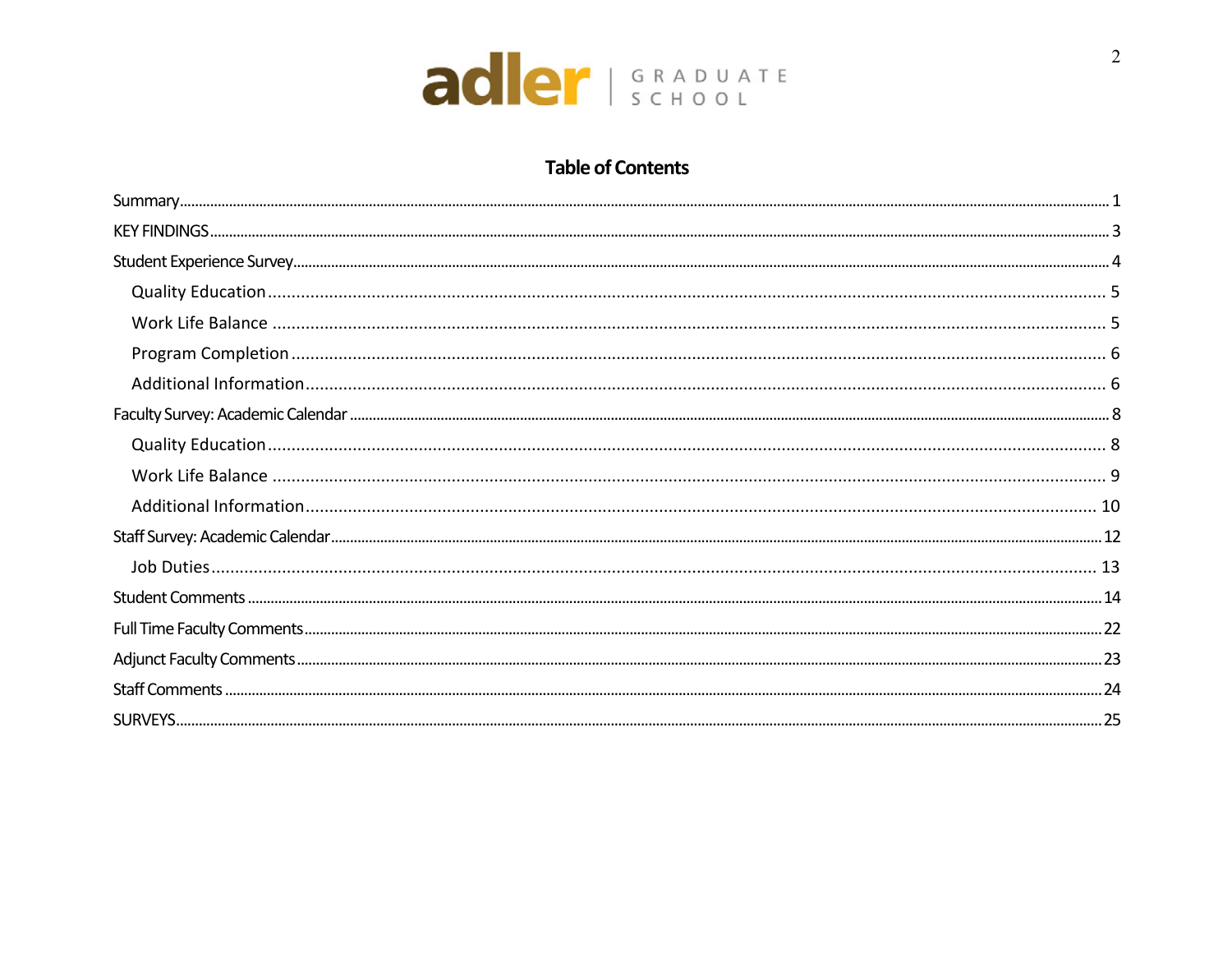## Table of Contents

Summary ..... 1

KEY FINDINGS ..... 3

Student Experience Survey ..... 4

- Quality Education ..... 5
- Work Life Balance ..... 5
- Program Completion ..... 6
- Additional Information ..... 6

Faculty Survey: Academic Calendar ..... 8

- Quality Education ..... 8
- Work Life Balance ..... 9
- Additional Information ..... 10

Staff Survey: Academic Calendar ..... 12

- Job Duties ..... 13

Student Comments ..... 14

Full Time Faculty Comments ..... 22

Adjunct Faculty Comments ..... 23

Staff Comments ..... 24

SURVEYS ..... 25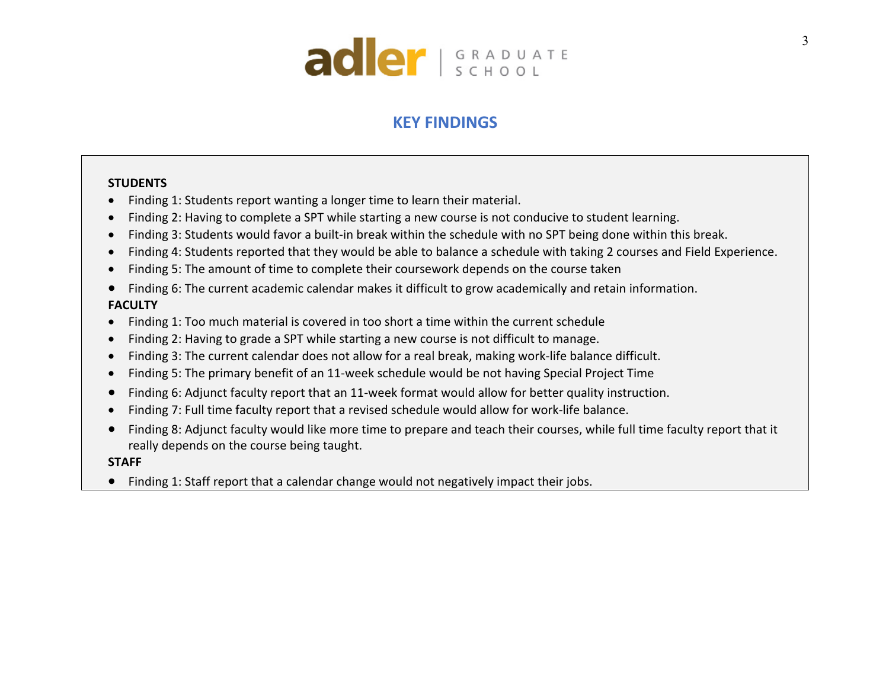## KEY FINDINGS

**STUDENTS**

- Finding 1: Students report wanting a longer time to learn their material.
- Finding 2: Having to complete a SPT while starting a new course is not conducive to student learning.
- Finding 3: Students would favor a built-in break within the schedule with no SPT being done within this break.
- Finding 4: Students reported that they would be able to balance a schedule with taking 2 courses and Field Experience.
- Finding 5: The amount of time to complete their coursework depends on the course taken
- Finding 6: The current academic calendar makes it difficult to grow academically and retain information.

**FACULTY**

- Finding 1: Too much material is covered in too short a time within the current schedule
- Finding 2: Having to grade a SPT while starting a new course is not difficult to manage.
- Finding 3: The current calendar does not allow for a real break, making work-life balance difficult.
- Finding 5: The primary benefit of an 11-week schedule would be not having Special Project Time
- Finding 6: Adjunct faculty report that an 11-week format would allow for better quality instruction.
- Finding 7: Full time faculty report that a revised schedule would allow for work-life balance.
- Finding 8: Adjunct faculty would like more time to prepare and teach their courses, while full time faculty report that it really depends on the course being taught.

**STAFF**

- Finding 1: Staff report that a calendar change would not negatively impact their jobs.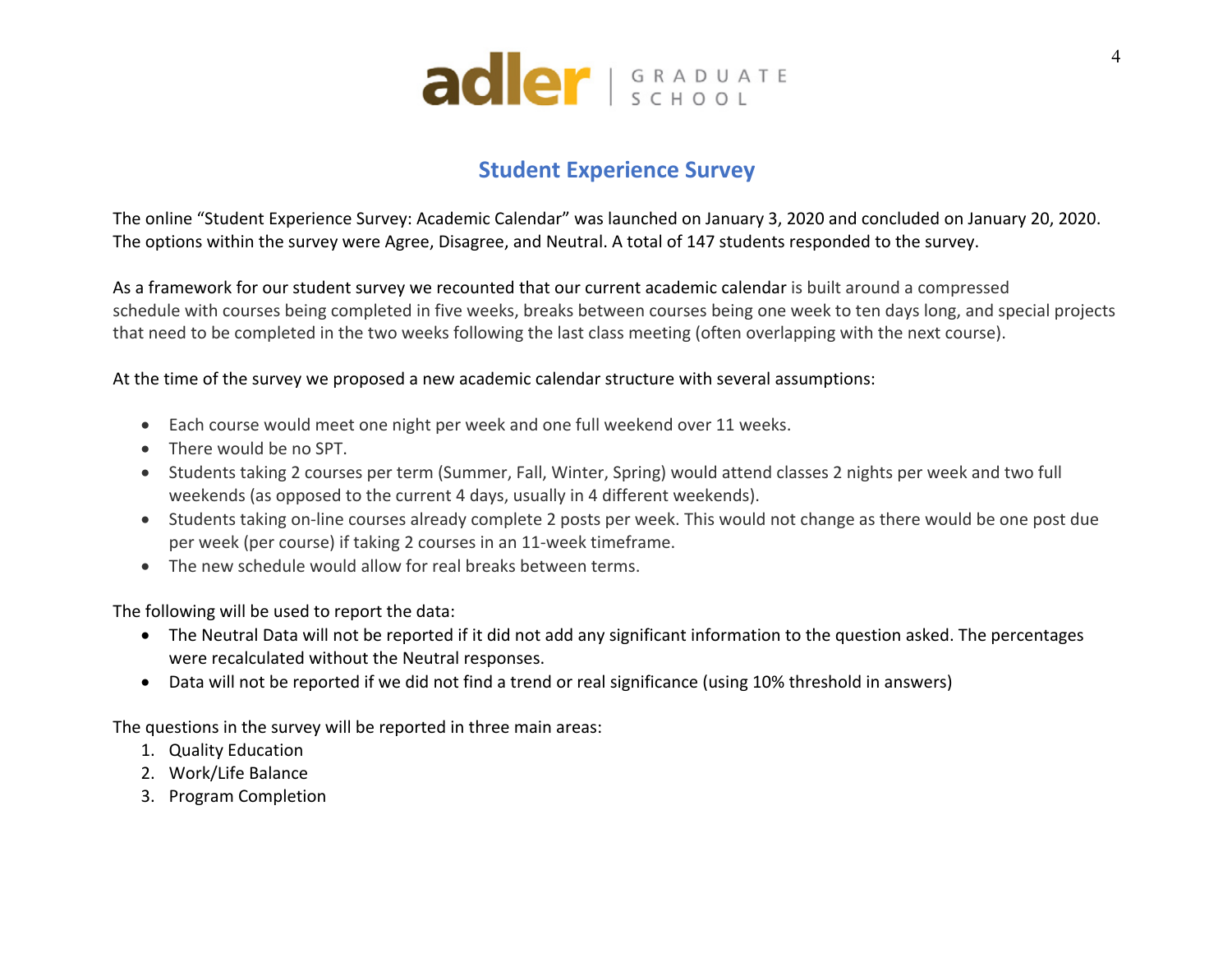## Student Experience Survey

The online "Student Experience Survey: Academic Calendar" was launched on January 3, 2020 and concluded on January 20, 2020. The options within the survey were Agree, Disagree, and Neutral. A total of 147 students responded to the survey.

As a framework for our student survey we recounted that our current academic calendar is built around a compressed schedule with courses being completed in five weeks, breaks between courses being one week to ten days long, and special projects that need to be completed in the two weeks following the last class meeting (often overlapping with the next course).

At the time of the survey we proposed a new academic calendar structure with several assumptions:

- Each course would meet one night per week and one full weekend over 11 weeks.
- There would be no SPT.
- Students taking 2 courses per term (Summer, Fall, Winter, Spring) would attend classes 2 nights per week and two full weekends (as opposed to the current 4 days, usually in 4 different weekends).
- Students taking on-line courses already complete 2 posts per week. This would not change as there would be one post due per week (per course) if taking 2 courses in an 11-week timeframe.
- The new schedule would allow for real breaks between terms.

The following will be used to report the data:

- The Neutral Data will not be reported if it did not add any significant information to the question asked. The percentages were recalculated without the Neutral responses.
- Data will not be reported if we did not find a trend or real significance (using 10% threshold in answers)

The questions in the survey will be reported in three main areas:

1. Quality Education
2. Work/Life Balance
3. Program Completion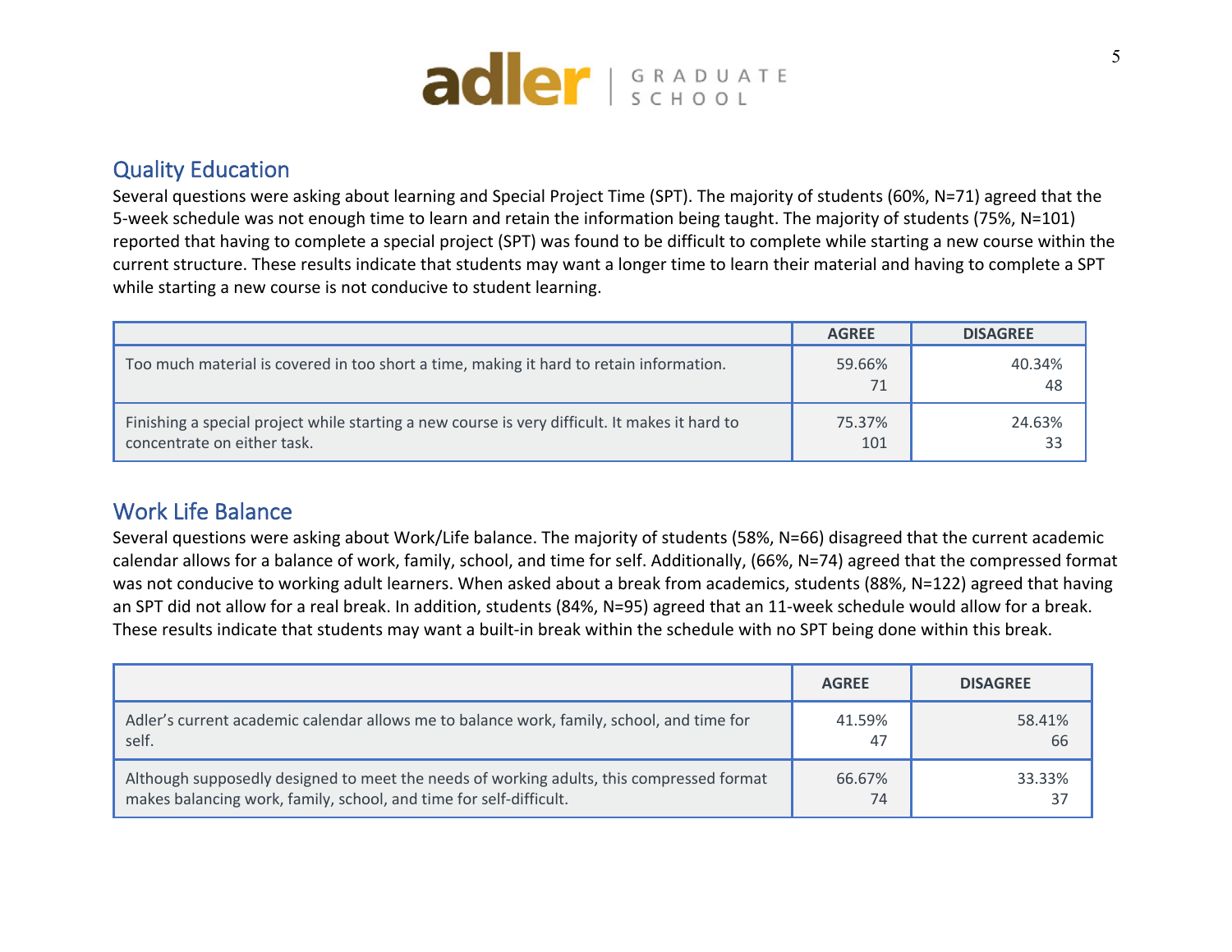## Quality Education

Several questions were asking about learning and Special Project Time (SPT). The majority of students (60%, N=71) agreed that the 5-week schedule was not enough time to learn and retain the information being taught. The majority of students (75%, N=101) reported that having to complete a special project (SPT) was found to be difficult to complete while starting a new course within the current structure. These results indicate that students may want a longer time to learn their material and having to complete a SPT while starting a new course is not conducive to student learning.

| | AGREE | DISAGREE |
|---|---|---|
| Too much material is covered in too short a time, making it hard to retain information. | 59.66% 71 | 40.34% 48 |
| Finishing a special project while starting a new course is very difficult. It makes it hard to concentrate on either task. | 75.37% 101 | 24.63% 33 |

## Work Life Balance

Several questions were asking about Work/Life balance. The majority of students (58%, N=66) disagreed that the current academic calendar allows for a balance of work, family, school, and time for self. Additionally, (66%, N=74) agreed that the compressed format was not conducive to working adult learners. When asked about a break from academics, students (88%, N=122) agreed that having an SPT did not allow for a real break. In addition, students (84%, N=95) agreed that an 11-week schedule would allow for a break. These results indicate that students may want a built-in break within the schedule with no SPT being done within this break.

| | AGREE | DISAGREE |
|---|---|---|
| Adler's current academic calendar allows me to balance work, family, school, and time for self. | 41.59% 47 | 58.41% 66 |
| Although supposedly designed to meet the needs of working adults, this compressed format makes balancing work, family, school, and time for self-difficult. | 66.67% 74 | 33.33% 37 |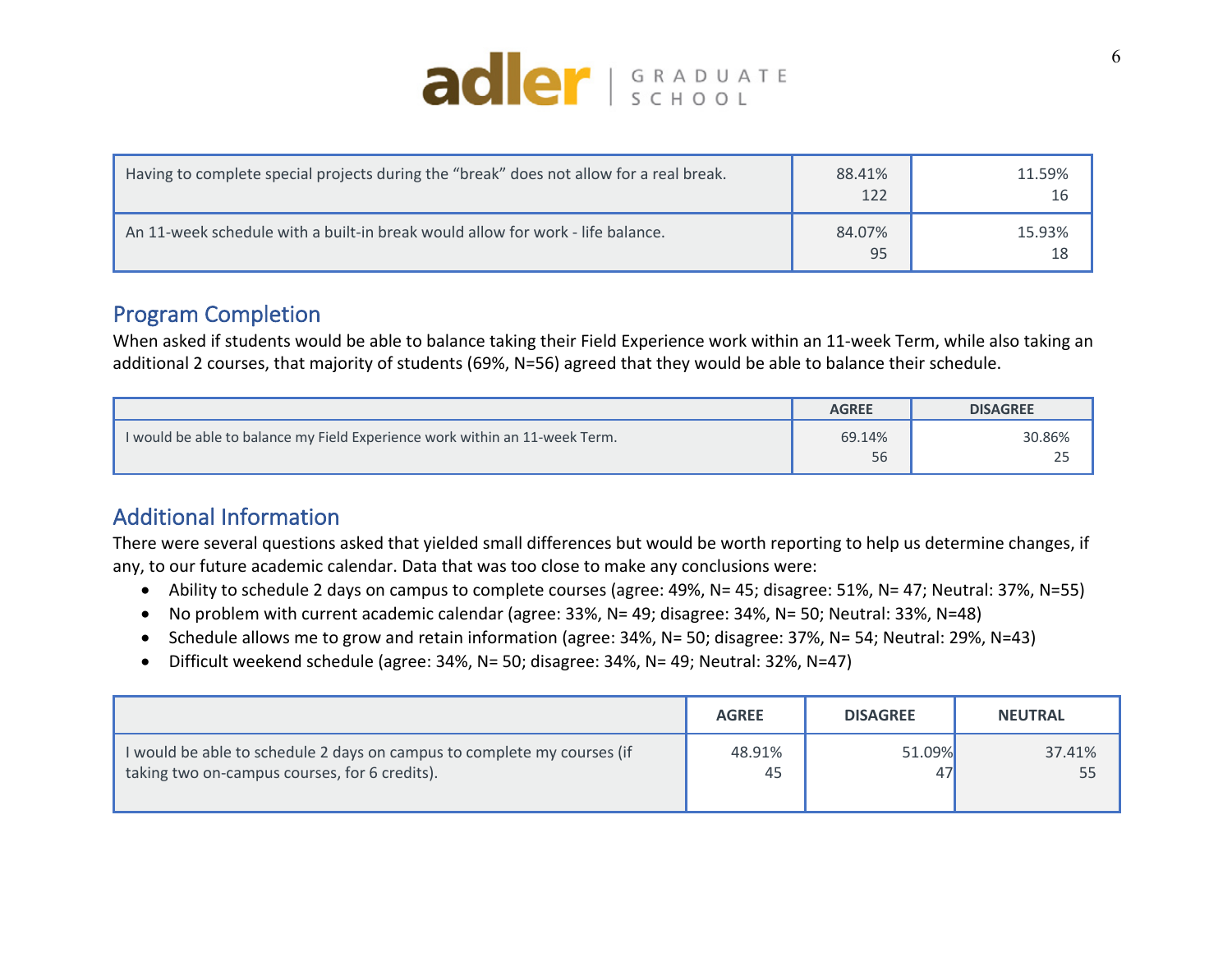| | | |
|---|---|---|
| Having to complete special projects during the "break" does not allow for a real break. | 88.41%<br>122 | 11.59%<br>16 |
| An 11-week schedule with a built-in break would allow for work - life balance. | 84.07%<br>95 | 15.93%<br>18 |

## Program Completion

When asked if students would be able to balance taking their Field Experience work within an 11-week Term, while also taking an additional 2 courses, that majority of students (69%, N=56) agreed that they would be able to balance their schedule.

| | AGREE | DISAGREE |
|---|---|---|
| I would be able to balance my Field Experience work within an 11-week Term. | 69.14%<br>56 | 30.86%<br>25 |

## Additional Information

There were several questions asked that yielded small differences but would be worth reporting to help us determine changes, if any, to our future academic calendar. Data that was too close to make any conclusions were:

- Ability to schedule 2 days on campus to complete courses (agree: 49%, N= 45; disagree: 51%, N= 47; Neutral: 37%, N=55)
- No problem with current academic calendar (agree: 33%, N= 49; disagree: 34%, N= 50; Neutral: 33%, N=48)
- Schedule allows me to grow and retain information (agree: 34%, N= 50; disagree: 37%, N= 54; Neutral: 29%, N=43)
- Difficult weekend schedule (agree: 34%, N= 50; disagree: 34%, N= 49; Neutral: 32%, N=47)

| | AGREE | DISAGREE | NEUTRAL |
|---|---|---|---|
| I would be able to schedule 2 days on campus to complete my courses (if taking two on-campus courses, for 6 credits). | 48.91%<br>45 | 51.09%<br>47 | 37.41%<br>55 |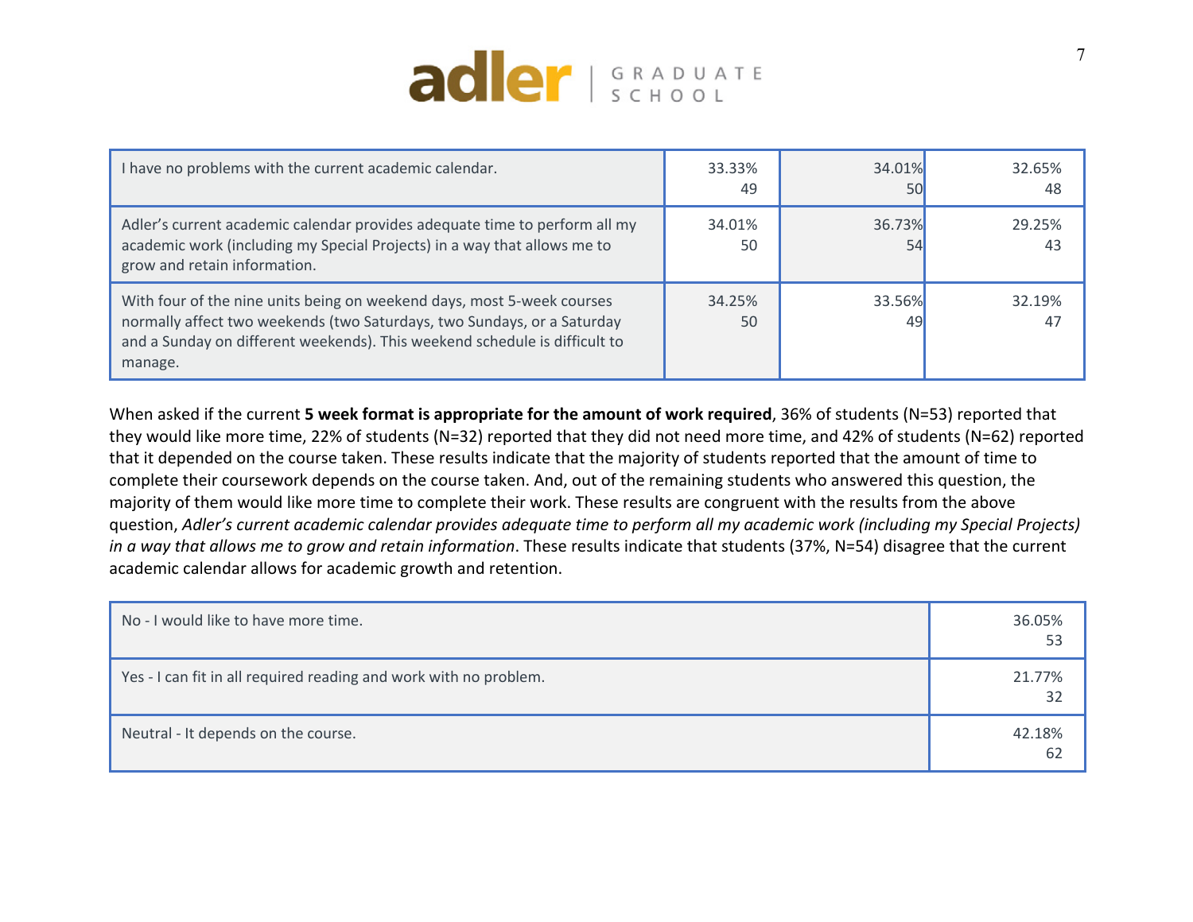| | | | |
|---|---|---|---|
| I have no problems with the current academic calendar. | 33.33%<br>49 | 34.01%<br>50 | 32.65%<br>48 |
| Adler's current academic calendar provides adequate time to perform all my academic work (including my Special Projects) in a way that allows me to grow and retain information. | 34.01%<br>50 | 36.73%<br>54 | 29.25%<br>43 |
| With four of the nine units being on weekend days, most 5-week courses normally affect two weekends (two Saturdays, two Sundays, or a Saturday and a Sunday on different weekends). This weekend schedule is difficult to manage. | 34.25%<br>50 | 33.56%<br>49 | 32.19%<br>47 |

When asked if the current **5 week format is appropriate for the amount of work required**, 36% of students (N=53) reported that they would like more time, 22% of students (N=32) reported that they did not need more time, and 42% of students (N=62) reported that it depended on the course taken. These results indicate that the majority of students reported that the amount of time to complete their coursework depends on the course taken. And, out of the remaining students who answered this question, the majority of them would like more time to complete their work. These results are congruent with the results from the above question, *Adler's current academic calendar provides adequate time to perform all my academic work (including my Special Projects) in a way that allows me to grow and retain information*. These results indicate that students (37%, N=54) disagree that the current academic calendar allows for academic growth and retention.

| | |
|---|---|
| No - I would like to have more time. | 36.05%<br>53 |
| Yes - I can fit in all required reading and work with no problem. | 21.77%<br>32 |
| Neutral - It depends on the course. | 42.18%<br>62 |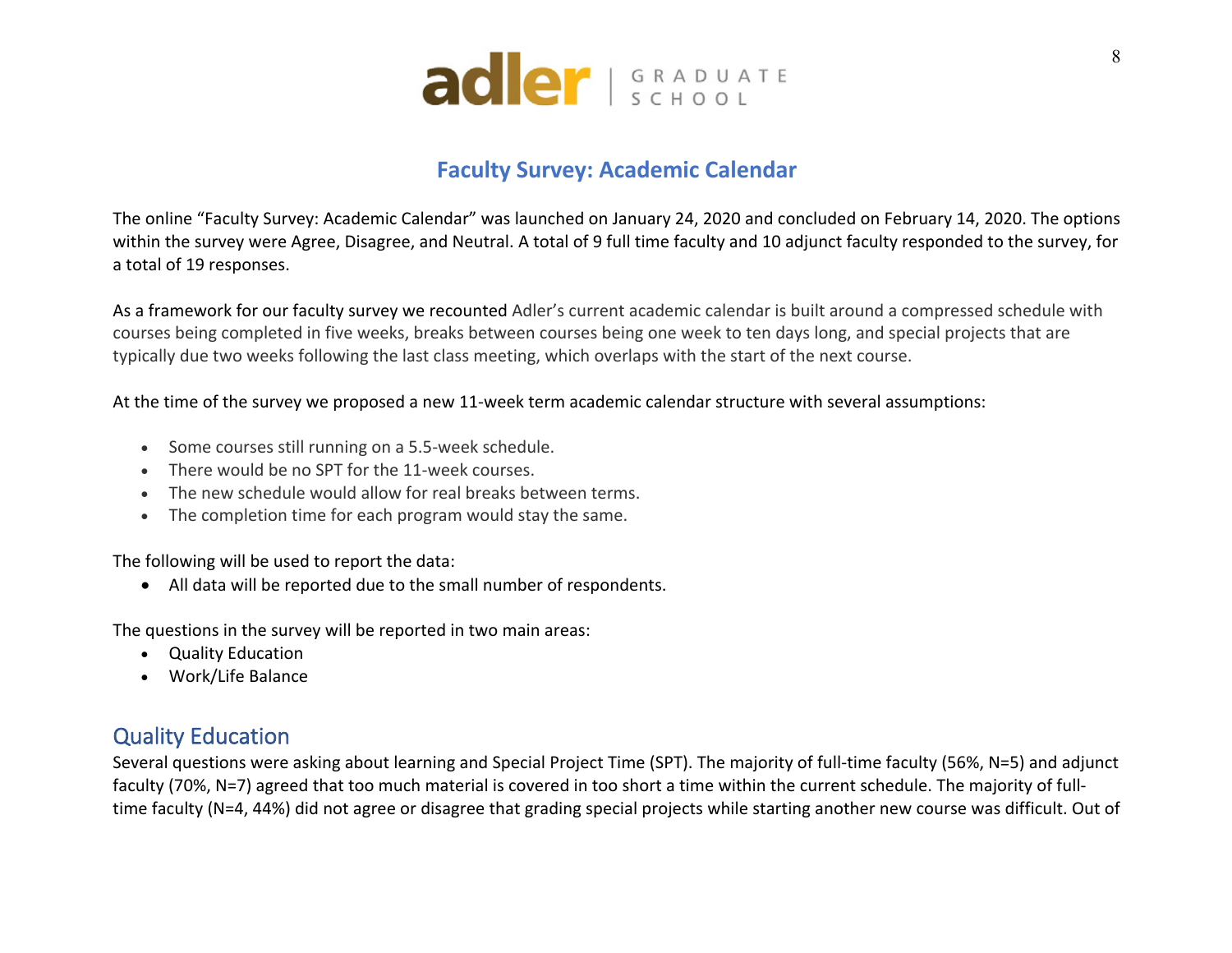## Faculty Survey: Academic Calendar

The online "Faculty Survey: Academic Calendar" was launched on January 24, 2020 and concluded on February 14, 2020. The options within the survey were Agree, Disagree, and Neutral. A total of 9 full time faculty and 10 adjunct faculty responded to the survey, for a total of 19 responses.

As a framework for our faculty survey we recounted Adler's current academic calendar is built around a compressed schedule with courses being completed in five weeks, breaks between courses being one week to ten days long, and special projects that are typically due two weeks following the last class meeting, which overlaps with the start of the next course.

At the time of the survey we proposed a new 11-week term academic calendar structure with several assumptions:

- Some courses still running on a 5.5-week schedule.
- There would be no SPT for the 11-week courses.
- The new schedule would allow for real breaks between terms.
- The completion time for each program would stay the same.

The following will be used to report the data:

- All data will be reported due to the small number of respondents.

The questions in the survey will be reported in two main areas:

- Quality Education
- Work/Life Balance

### Quality Education

Several questions were asking about learning and Special Project Time (SPT). The majority of full-time faculty (56%, N=5) and adjunct faculty (70%, N=7) agreed that too much material is covered in too short a time within the current schedule. The majority of full-time faculty (N=4, 44%) did not agree or disagree that grading special projects while starting another new course was difficult. Out of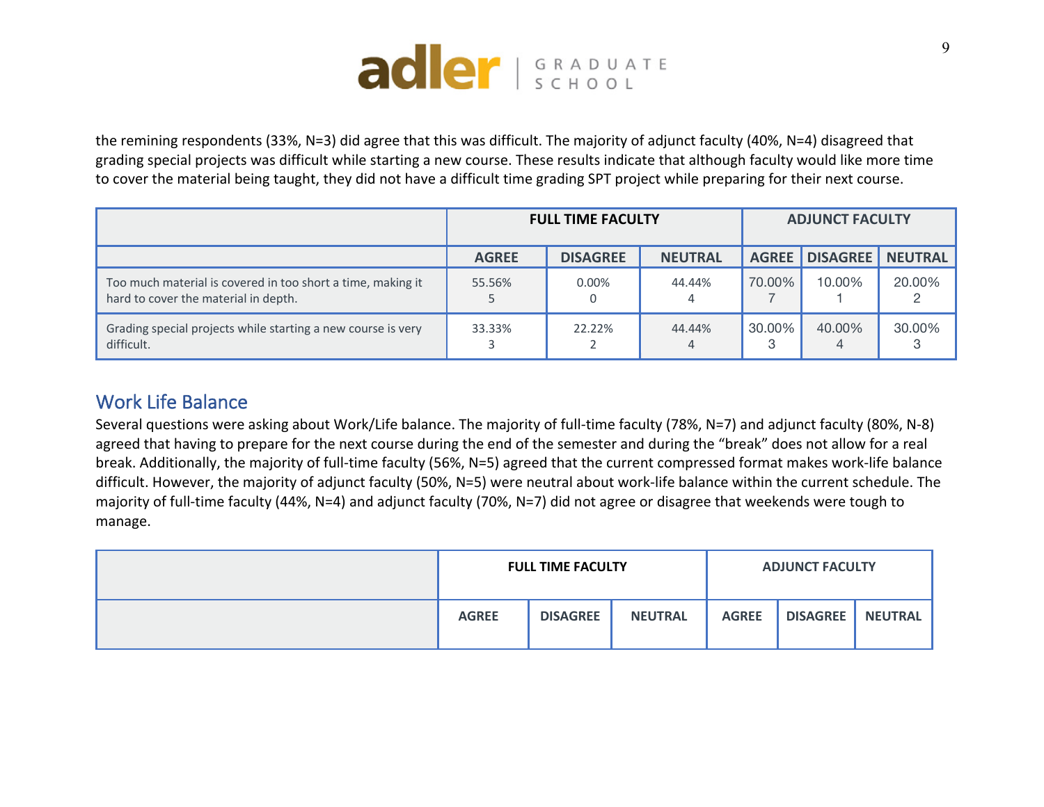the remining respondents (33%, N=3) did agree that this was difficult. The majority of adjunct faculty (40%, N=4) disagreed that grading special projects was difficult while starting a new course. These results indicate that although faculty would like more time to cover the material being taught, they did not have a difficult time grading SPT project while preparing for their next course.

| | FULL TIME FACULTY | | | ADJUNCT FACULTY | | |
|---|---|---|---|---|---|---|
| | AGREE | DISAGREE | NEUTRAL | AGREE | DISAGREE | NEUTRAL |
| Too much material is covered in too short a time, making it hard to cover the material in depth. | 55.56%<br>5 | 0.00%<br>0 | 44.44%<br>4 | 70.00%<br>7 | 10.00%<br>1 | 20.00%<br>2 |
| Grading special projects while starting a new course is very difficult. | 33.33%<br>3 | 22.22%<br>2 | 44.44%<br>4 | 30.00%<br>3 | 40.00%<br>4 | 30.00%<br>3 |

## Work Life Balance

Several questions were asking about Work/Life balance. The majority of full-time faculty (78%, N=7) and adjunct faculty (80%, N-8) agreed that having to prepare for the next course during the end of the semester and during the "break" does not allow for a real break. Additionally, the majority of full-time faculty (56%, N=5) agreed that the current compressed format makes work-life balance difficult. However, the majority of adjunct faculty (50%, N=5) were neutral about work-life balance within the current schedule. The majority of full-time faculty (44%, N=4) and adjunct faculty (70%, N=7) did not agree or disagree that weekends were tough to manage.

| | FULL TIME FACULTY | | | ADJUNCT FACULTY | | |
|---|---|---|---|---|---|---|
| | AGREE | DISAGREE | NEUTRAL | AGREE | DISAGREE | NEUTRAL |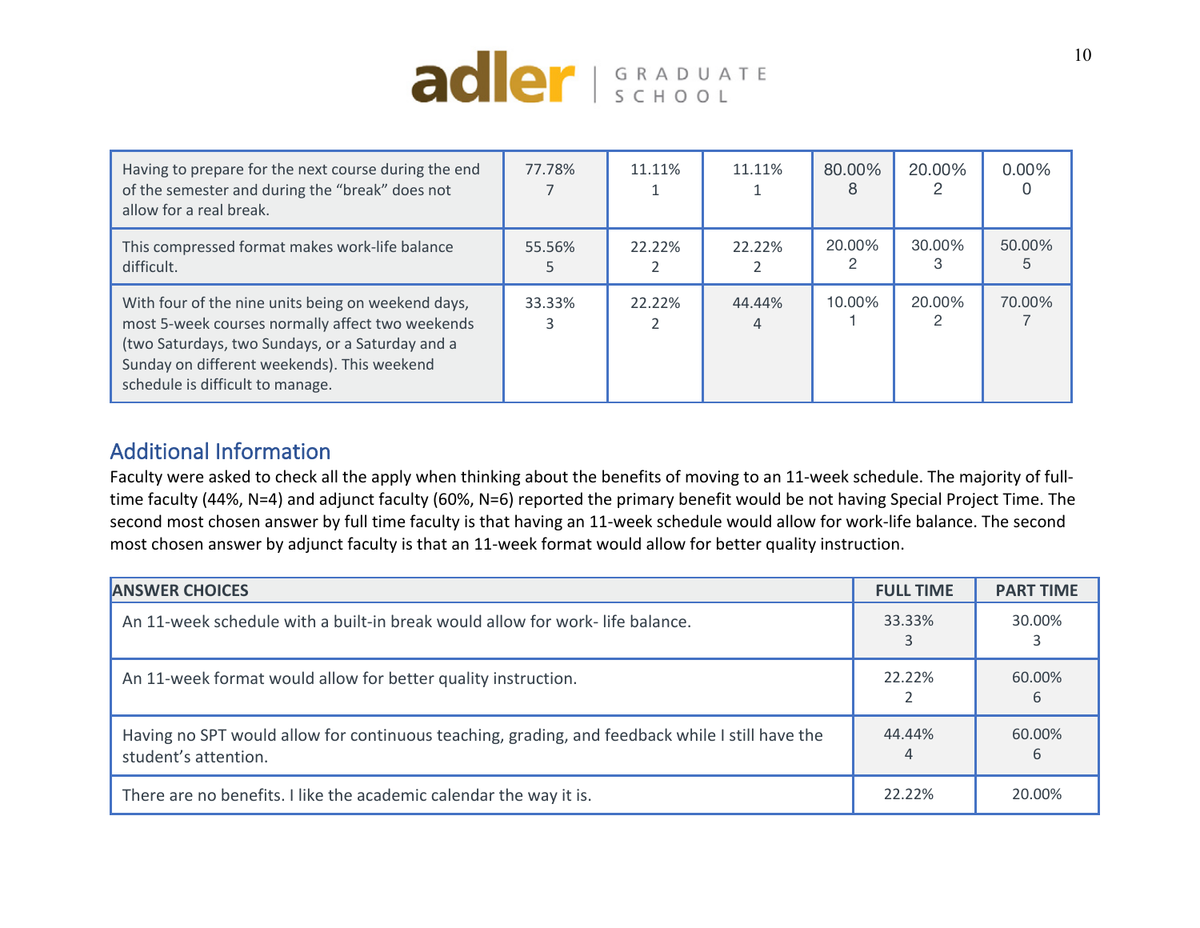| | | | | | | |
|---|---|---|---|---|---|---|
| Having to prepare for the next course during the end of the semester and during the "break" does not allow for a real break. | 77.78% 7 | 11.11% 1 | 11.11% 1 | 80.00% 8 | 20.00% 2 | 0.00% 0 |
| This compressed format makes work-life balance difficult. | 55.56% 5 | 22.22% 2 | 22.22% 2 | 20.00% 2 | 30.00% 3 | 50.00% 5 |
| With four of the nine units being on weekend days, most 5-week courses normally affect two weekends (two Saturdays, two Sundays, or a Saturday and a Sunday on different weekends). This weekend schedule is difficult to manage. | 33.33% 3 | 22.22% 2 | 44.44% 4 | 10.00% 1 | 20.00% 2 | 70.00% 7 |

## Additional Information

Faculty were asked to check all the apply when thinking about the benefits of moving to an 11-week schedule. The majority of full-time faculty (44%, N=4) and adjunct faculty (60%, N=6) reported the primary benefit would be not having Special Project Time. The second most chosen answer by full time faculty is that having an 11-week schedule would allow for work-life balance. The second most chosen answer by adjunct faculty is that an 11-week format would allow for better quality instruction.

| ANSWER CHOICES | FULL TIME | PART TIME |
|---|---|---|
| An 11-week schedule with a built-in break would allow for work- life balance. | 33.33% 3 | 30.00% 3 |
| An 11-week format would allow for better quality instruction. | 22.22% 2 | 60.00% 6 |
| Having no SPT would allow for continuous teaching, grading, and feedback while I still have the student's attention. | 44.44% 4 | 60.00% 6 |
| There are no benefits. I like the academic calendar the way it is. | 22.22% | 20.00% |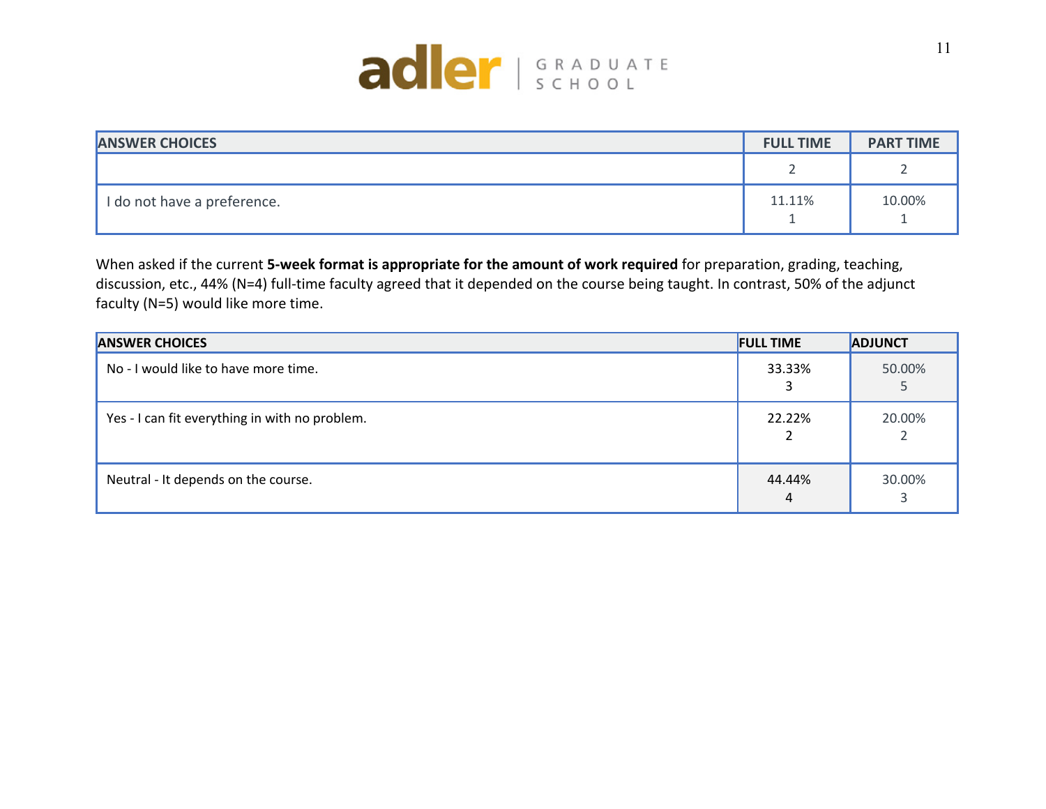| ANSWER CHOICES | FULL TIME | PART TIME |
|---|---|---|
| | 2 | 2 |
| I do not have a preference. | 11.11%<br>1 | 10.00%<br>1 |

When asked if the current **5-week format is appropriate for the amount of work required** for preparation, grading, teaching, discussion, etc., 44% (N=4) full-time faculty agreed that it depended on the course being taught. In contrast, 50% of the adjunct faculty (N=5) would like more time.

| ANSWER CHOICES | FULL TIME | ADJUNCT |
|---|---|---|
| No - I would like to have more time. | 33.33%<br>3 | 50.00%<br>5 |
| Yes - I can fit everything in with no problem. | 22.22%<br>2 | 20.00%<br>2 |
| Neutral - It depends on the course. | 44.44%<br>4 | 30.00%<br>3 |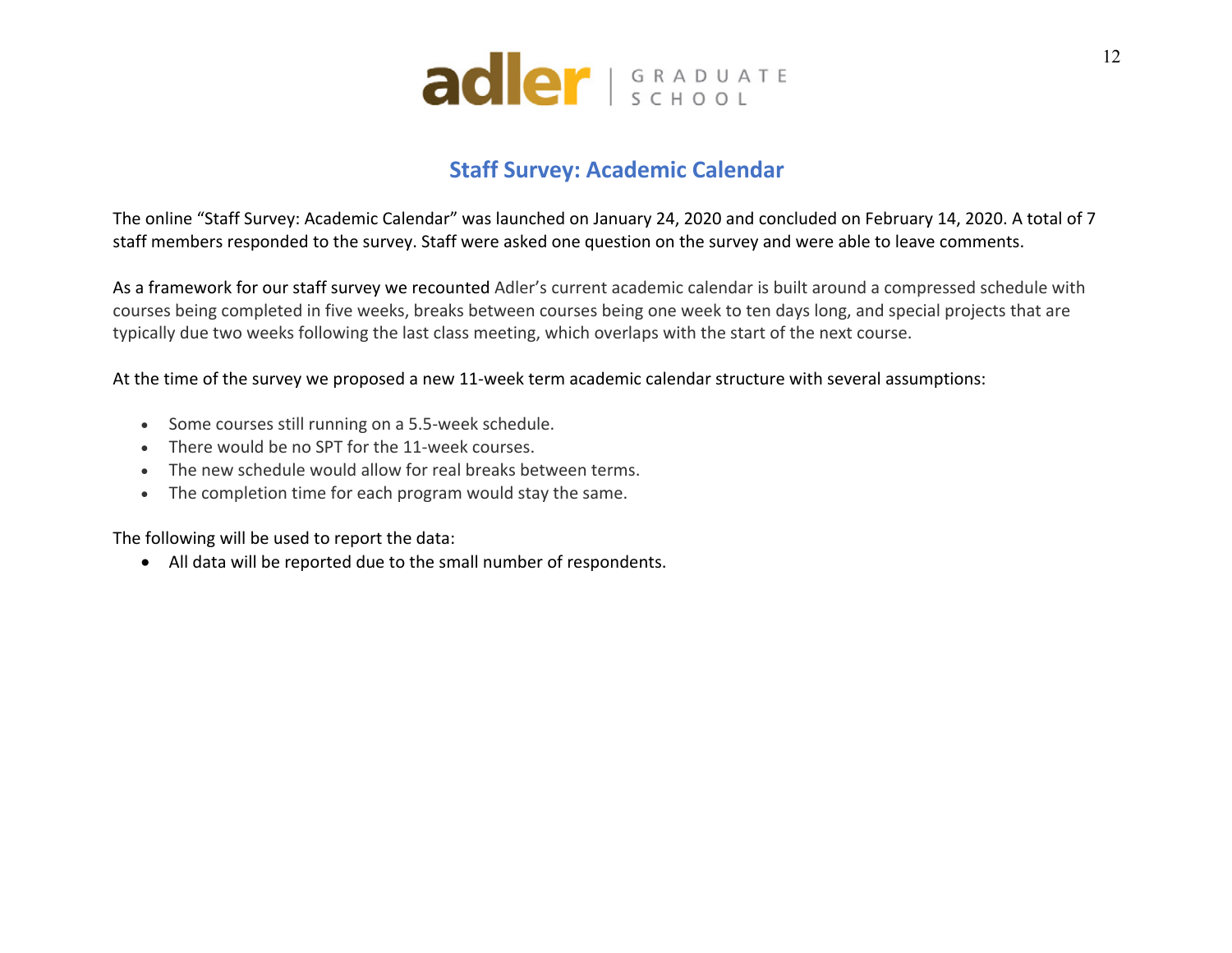## Staff Survey: Academic Calendar

The online "Staff Survey: Academic Calendar" was launched on January 24, 2020 and concluded on February 14, 2020. A total of 7 staff members responded to the survey. Staff were asked one question on the survey and were able to leave comments.

As a framework for our staff survey we recounted Adler's current academic calendar is built around a compressed schedule with courses being completed in five weeks, breaks between courses being one week to ten days long, and special projects that are typically due two weeks following the last class meeting, which overlaps with the start of the next course.

At the time of the survey we proposed a new 11-week term academic calendar structure with several assumptions:

- Some courses still running on a 5.5-week schedule.
- There would be no SPT for the 11-week courses.
- The new schedule would allow for real breaks between terms.
- The completion time for each program would stay the same.

The following will be used to report the data:

- All data will be reported due to the small number of respondents.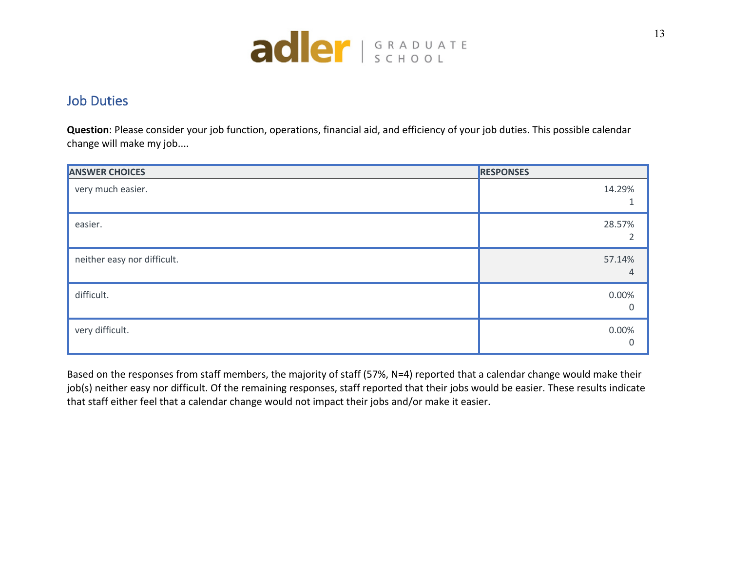## Job Duties

**Question**: Please consider your job function, operations, financial aid, and efficiency of your job duties. This possible calendar change will make my job....

| ANSWER CHOICES | RESPONSES |
|---|---|
| very much easier. | 14.29% 1 |
| easier. | 28.57% 2 |
| neither easy nor difficult. | 57.14% 4 |
| difficult. | 0.00% 0 |
| very difficult. | 0.00% 0 |

Based on the responses from staff members, the majority of staff (57%, N=4) reported that a calendar change would make their job(s) neither easy nor difficult. Of the remaining responses, staff reported that their jobs would be easier. These results indicate that staff either feel that a calendar change would not impact their jobs and/or make it easier.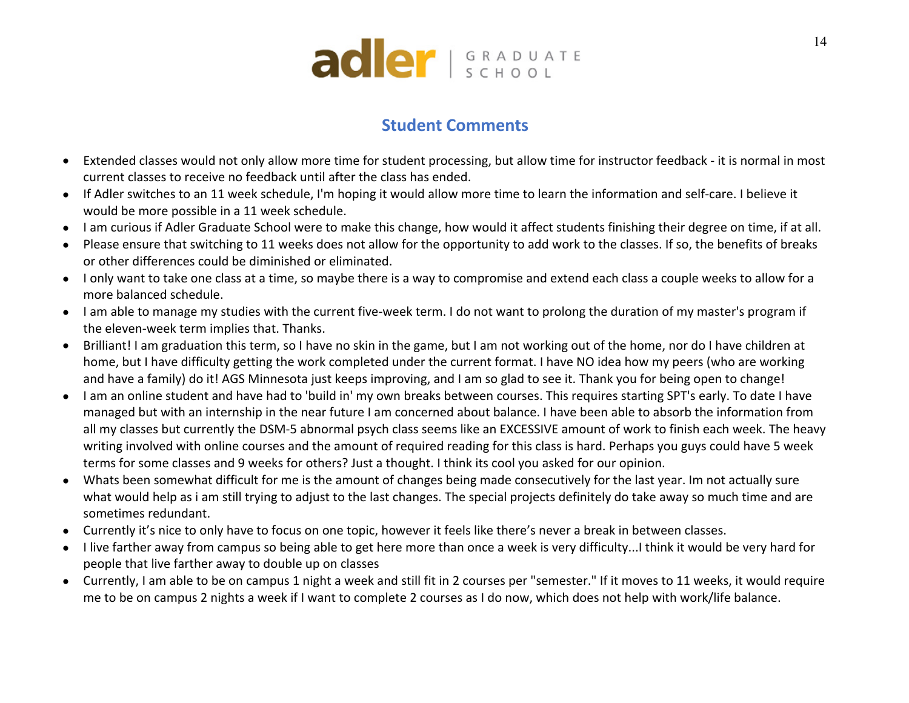## Student Comments

- Extended classes would not only allow more time for student processing, but allow time for instructor feedback - it is normal in most current classes to receive no feedback until after the class has ended.
- If Adler switches to an 11 week schedule, I'm hoping it would allow more time to learn the information and self-care. I believe it would be more possible in a 11 week schedule.
- I am curious if Adler Graduate School were to make this change, how would it affect students finishing their degree on time, if at all.
- Please ensure that switching to 11 weeks does not allow for the opportunity to add work to the classes. If so, the benefits of breaks or other differences could be diminished or eliminated.
- I only want to take one class at a time, so maybe there is a way to compromise and extend each class a couple weeks to allow for a more balanced schedule.
- I am able to manage my studies with the current five-week term. I do not want to prolong the duration of my master's program if the eleven-week term implies that. Thanks.
- Brilliant! I am graduation this term, so I have no skin in the game, but I am not working out of the home, nor do I have children at home, but I have difficulty getting the work completed under the current format. I have NO idea how my peers (who are working and have a family) do it! AGS Minnesota just keeps improving, and I am so glad to see it. Thank you for being open to change!
- I am an online student and have had to 'build in' my own breaks between courses. This requires starting SPT's early. To date I have managed but with an internship in the near future I am concerned about balance. I have been able to absorb the information from all my classes but currently the DSM-5 abnormal psych class seems like an EXCESSIVE amount of work to finish each week. The heavy writing involved with online courses and the amount of required reading for this class is hard. Perhaps you guys could have 5 week terms for some classes and 9 weeks for others? Just a thought. I think its cool you asked for our opinion.
- Whats been somewhat difficult for me is the amount of changes being made consecutively for the last year. Im not actually sure what would help as i am still trying to adjust to the last changes. The special projects definitely do take away so much time and are sometimes redundant.
- Currently it's nice to only have to focus on one topic, however it feels like there's never a break in between classes.
- I live farther away from campus so being able to get here more than once a week is very difficulty...I think it would be very hard for people that live farther away to double up on classes
- Currently, I am able to be on campus 1 night a week and still fit in 2 courses per "semester." If it moves to 11 weeks, it would require me to be on campus 2 nights a week if I want to complete 2 courses as I do now, which does not help with work/life balance.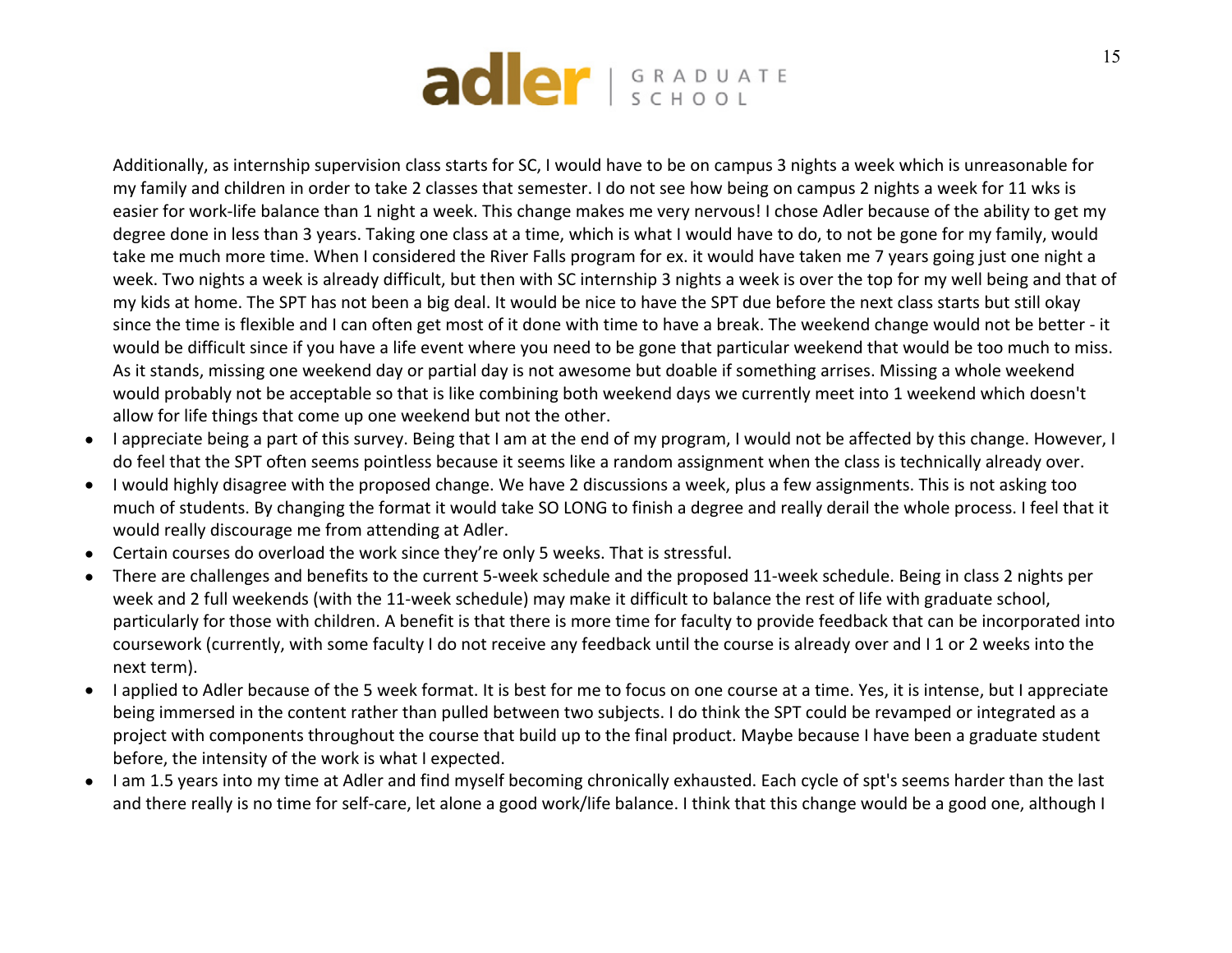Additionally, as internship supervision class starts for SC, I would have to be on campus 3 nights a week which is unreasonable for my family and children in order to take 2 classes that semester. I do not see how being on campus 2 nights a week for 11 wks is easier for work-life balance than 1 night a week. This change makes me very nervous! I chose Adler because of the ability to get my degree done in less than 3 years. Taking one class at a time, which is what I would have to do, to not be gone for my family, would take me much more time. When I considered the River Falls program for ex. it would have taken me 7 years going just one night a week. Two nights a week is already difficult, but then with SC internship 3 nights a week is over the top for my well being and that of my kids at home. The SPT has not been a big deal. It would be nice to have the SPT due before the next class starts but still okay since the time is flexible and I can often get most of it done with time to have a break. The weekend change would not be better - it would be difficult since if you have a life event where you need to be gone that particular weekend that would be too much to miss. As it stands, missing one weekend day or partial day is not awesome but doable if something arrises. Missing a whole weekend would probably not be acceptable so that is like combining both weekend days we currently meet into 1 weekend which doesn't allow for life things that come up one weekend but not the other.

- I appreciate being a part of this survey. Being that I am at the end of my program, I would not be affected by this change. However, I do feel that the SPT often seems pointless because it seems like a random assignment when the class is technically already over.
- I would highly disagree with the proposed change. We have 2 discussions a week, plus a few assignments. This is not asking too much of students. By changing the format it would take SO LONG to finish a degree and really derail the whole process. I feel that it would really discourage me from attending at Adler.
- Certain courses do overload the work since they're only 5 weeks. That is stressful.
- There are challenges and benefits to the current 5-week schedule and the proposed 11-week schedule. Being in class 2 nights per week and 2 full weekends (with the 11-week schedule) may make it difficult to balance the rest of life with graduate school, particularly for those with children. A benefit is that there is more time for faculty to provide feedback that can be incorporated into coursework (currently, with some faculty I do not receive any feedback until the course is already over and I 1 or 2 weeks into the next term).
- I applied to Adler because of the 5 week format. It is best for me to focus on one course at a time. Yes, it is intense, but I appreciate being immersed in the content rather than pulled between two subjects. I do think the SPT could be revamped or integrated as a project with components throughout the course that build up to the final product. Maybe because I have been a graduate student before, the intensity of the work is what I expected.
- I am 1.5 years into my time at Adler and find myself becoming chronically exhausted. Each cycle of spt's seems harder than the last and there really is no time for self-care, let alone a good work/life balance. I think that this change would be a good one, although I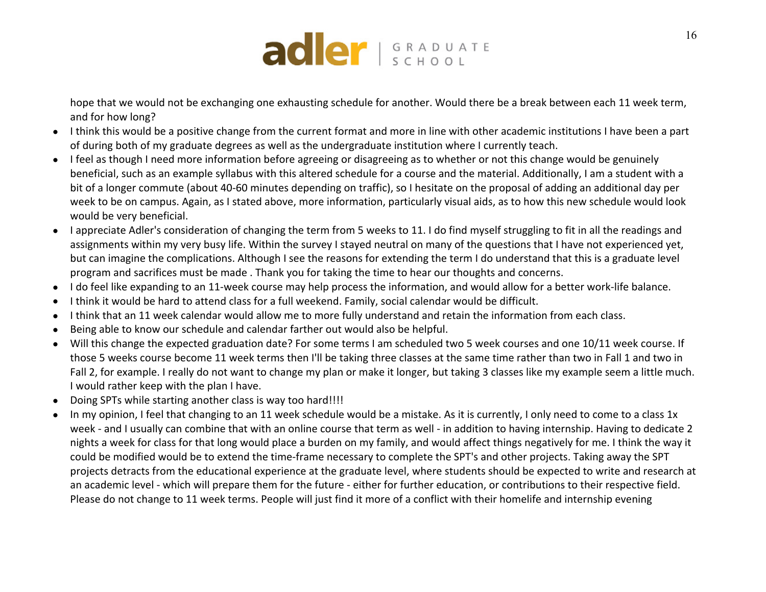hope that we would not be exchanging one exhausting schedule for another. Would there be a break between each 11 week term, and for how long?

- I think this would be a positive change from the current format and more in line with other academic institutions I have been a part of during both of my graduate degrees as well as the undergraduate institution where I currently teach.
- I feel as though I need more information before agreeing or disagreeing as to whether or not this change would be genuinely beneficial, such as an example syllabus with this altered schedule for a course and the material. Additionally, I am a student with a bit of a longer commute (about 40-60 minutes depending on traffic), so I hesitate on the proposal of adding an additional day per week to be on campus. Again, as I stated above, more information, particularly visual aids, as to how this new schedule would look would be very beneficial.
- I appreciate Adler's consideration of changing the term from 5 weeks to 11. I do find myself struggling to fit in all the readings and assignments within my very busy life. Within the survey I stayed neutral on many of the questions that I have not experienced yet, but can imagine the complications. Although I see the reasons for extending the term I do understand that this is a graduate level program and sacrifices must be made . Thank you for taking the time to hear our thoughts and concerns.
- I do feel like expanding to an 11-week course may help process the information, and would allow for a better work-life balance.
- I think it would be hard to attend class for a full weekend. Family, social calendar would be difficult.
- I think that an 11 week calendar would allow me to more fully understand and retain the information from each class.
- Being able to know our schedule and calendar farther out would also be helpful.
- Will this change the expected graduation date? For some terms I am scheduled two 5 week courses and one 10/11 week course. If those 5 weeks course become 11 week terms then I'll be taking three classes at the same time rather than two in Fall 1 and two in Fall 2, for example. I really do not want to change my plan or make it longer, but taking 3 classes like my example seem a little much. I would rather keep with the plan I have.
- Doing SPTs while starting another class is way too hard!!!!
- In my opinion, I feel that changing to an 11 week schedule would be a mistake. As it is currently, I only need to come to a class 1x week - and I usually can combine that with an online course that term as well - in addition to having internship. Having to dedicate 2 nights a week for class for that long would place a burden on my family, and would affect things negatively for me. I think the way it could be modified would be to extend the time-frame necessary to complete the SPT's and other projects. Taking away the SPT projects detracts from the educational experience at the graduate level, where students should be expected to write and research at an academic level - which will prepare them for the future - either for further education, or contributions to their respective field. Please do not change to 11 week terms. People will just find it more of a conflict with their homelife and internship evening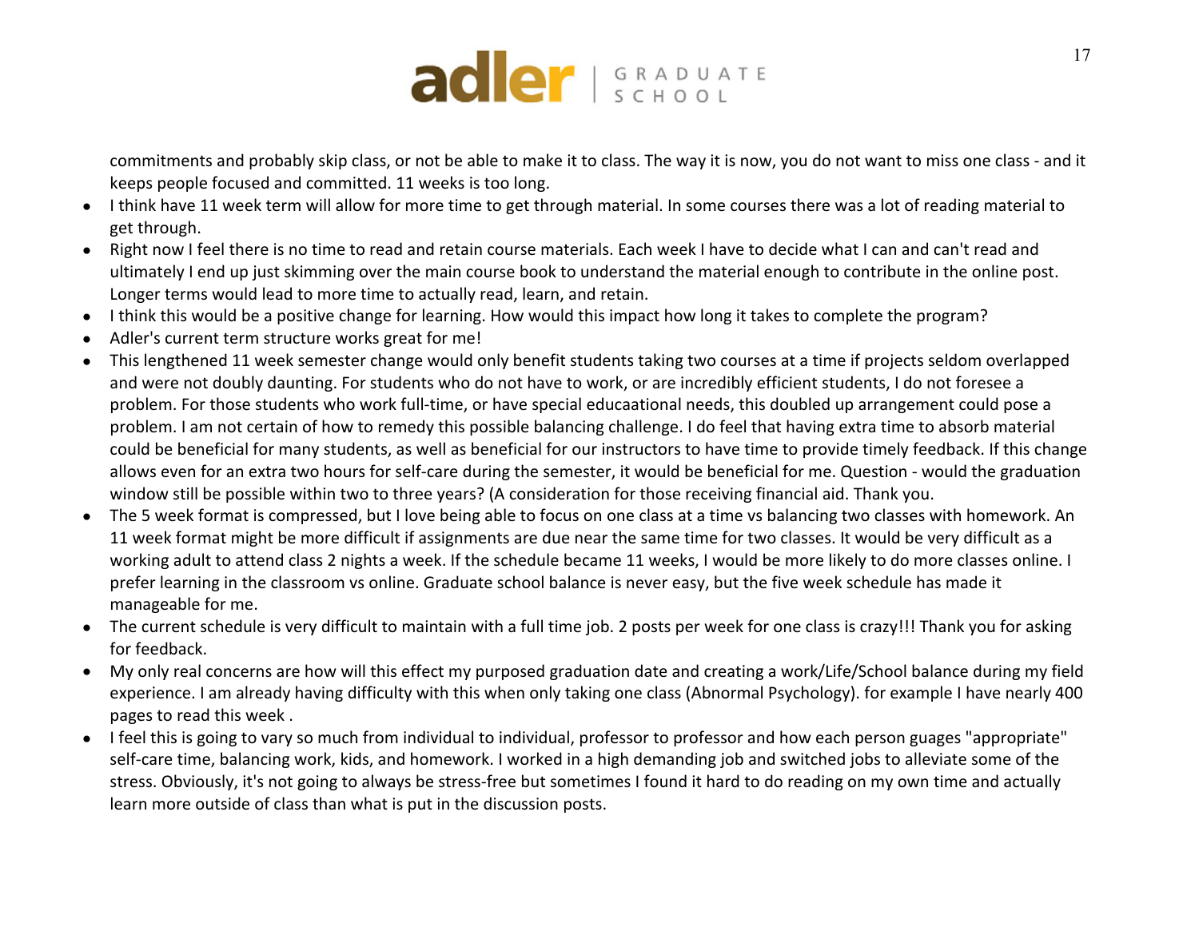commitments and probably skip class, or not be able to make it to class. The way it is now, you do not want to miss one class - and it keeps people focused and committed. 11 weeks is too long.

- I think have 11 week term will allow for more time to get through material. In some courses there was a lot of reading material to get through.
- Right now I feel there is no time to read and retain course materials. Each week I have to decide what I can and can't read and ultimately I end up just skimming over the main course book to understand the material enough to contribute in the online post. Longer terms would lead to more time to actually read, learn, and retain.
- I think this would be a positive change for learning. How would this impact how long it takes to complete the program?
- Adler's current term structure works great for me!
- This lengthened 11 week semester change would only benefit students taking two courses at a time if projects seldom overlapped and were not doubly daunting. For students who do not have to work, or are incredibly efficient students, I do not foresee a problem. For those students who work full-time, or have special educaational needs, this doubled up arrangement could pose a problem. I am not certain of how to remedy this possible balancing challenge. I do feel that having extra time to absorb material could be beneficial for many students, as well as beneficial for our instructors to have time to provide timely feedback. If this change allows even for an extra two hours for self-care during the semester, it would be beneficial for me. Question - would the graduation window still be possible within two to three years? (A consideration for those receiving financial aid. Thank you.
- The 5 week format is compressed, but I love being able to focus on one class at a time vs balancing two classes with homework. An 11 week format might be more difficult if assignments are due near the same time for two classes. It would be very difficult as a working adult to attend class 2 nights a week. If the schedule became 11 weeks, I would be more likely to do more classes online. I prefer learning in the classroom vs online. Graduate school balance is never easy, but the five week schedule has made it manageable for me.
- The current schedule is very difficult to maintain with a full time job. 2 posts per week for one class is crazy!!! Thank you for asking for feedback.
- My only real concerns are how will this effect my purposed graduation date and creating a work/Life/School balance during my field experience. I am already having difficulty with this when only taking one class (Abnormal Psychology). for example I have nearly 400 pages to read this week .
- I feel this is going to vary so much from individual to individual, professor to professor and how each person guages "appropriate" self-care time, balancing work, kids, and homework. I worked in a high demanding job and switched jobs to alleviate some of the stress. Obviously, it's not going to always be stress-free but sometimes I found it hard to do reading on my own time and actually learn more outside of class than what is put in the discussion posts.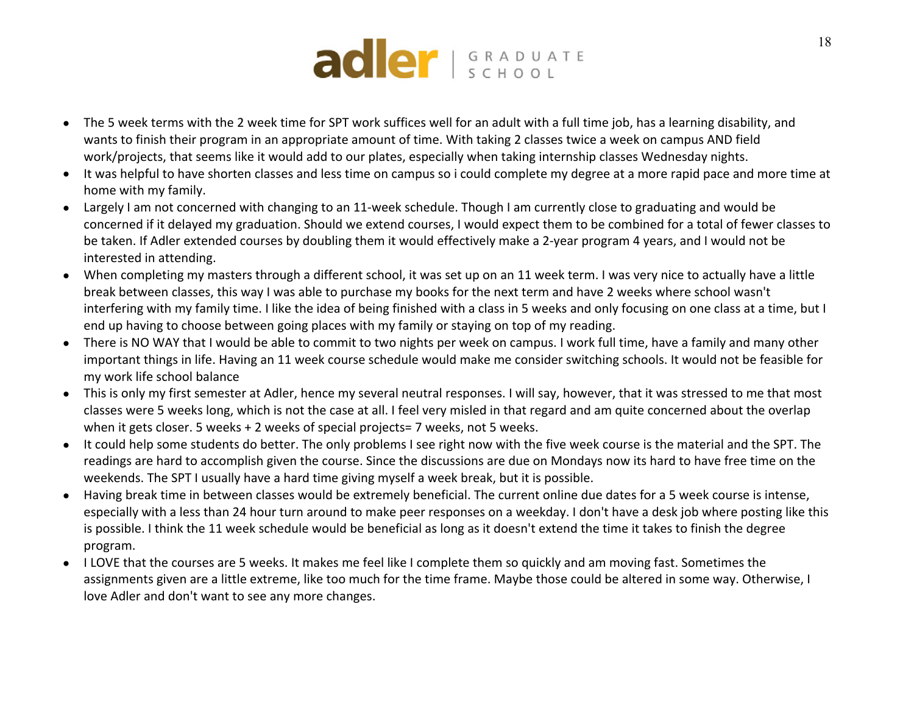- The 5 week terms with the 2 week time for SPT work suffices well for an adult with a full time job, has a learning disability, and wants to finish their program in an appropriate amount of time. With taking 2 classes twice a week on campus AND field work/projects, that seems like it would add to our plates, especially when taking internship classes Wednesday nights.
- It was helpful to have shorten classes and less time on campus so i could complete my degree at a more rapid pace and more time at home with my family.
- Largely I am not concerned with changing to an 11-week schedule. Though I am currently close to graduating and would be concerned if it delayed my graduation. Should we extend courses, I would expect them to be combined for a total of fewer classes to be taken. If Adler extended courses by doubling them it would effectively make a 2-year program 4 years, and I would not be interested in attending.
- When completing my masters through a different school, it was set up on an 11 week term. I was very nice to actually have a little break between classes, this way I was able to purchase my books for the next term and have 2 weeks where school wasn't interfering with my family time. I like the idea of being finished with a class in 5 weeks and only focusing on one class at a time, but I end up having to choose between going places with my family or staying on top of my reading.
- There is NO WAY that I would be able to commit to two nights per week on campus. I work full time, have a family and many other important things in life. Having an 11 week course schedule would make me consider switching schools. It would not be feasible for my work life school balance
- This is only my first semester at Adler, hence my several neutral responses. I will say, however, that it was stressed to me that most classes were 5 weeks long, which is not the case at all. I feel very misled in that regard and am quite concerned about the overlap when it gets closer. 5 weeks + 2 weeks of special projects= 7 weeks, not 5 weeks.
- It could help some students do better. The only problems I see right now with the five week course is the material and the SPT. The readings are hard to accomplish given the course. Since the discussions are due on Mondays now its hard to have free time on the weekends. The SPT I usually have a hard time giving myself a week break, but it is possible.
- Having break time in between classes would be extremely beneficial. The current online due dates for a 5 week course is intense, especially with a less than 24 hour turn around to make peer responses on a weekday. I don't have a desk job where posting like this is possible. I think the 11 week schedule would be beneficial as long as it doesn't extend the time it takes to finish the degree program.
- I LOVE that the courses are 5 weeks. It makes me feel like I complete them so quickly and am moving fast. Sometimes the assignments given are a little extreme, like too much for the time frame. Maybe those could be altered in some way. Otherwise, I love Adler and don't want to see any more changes.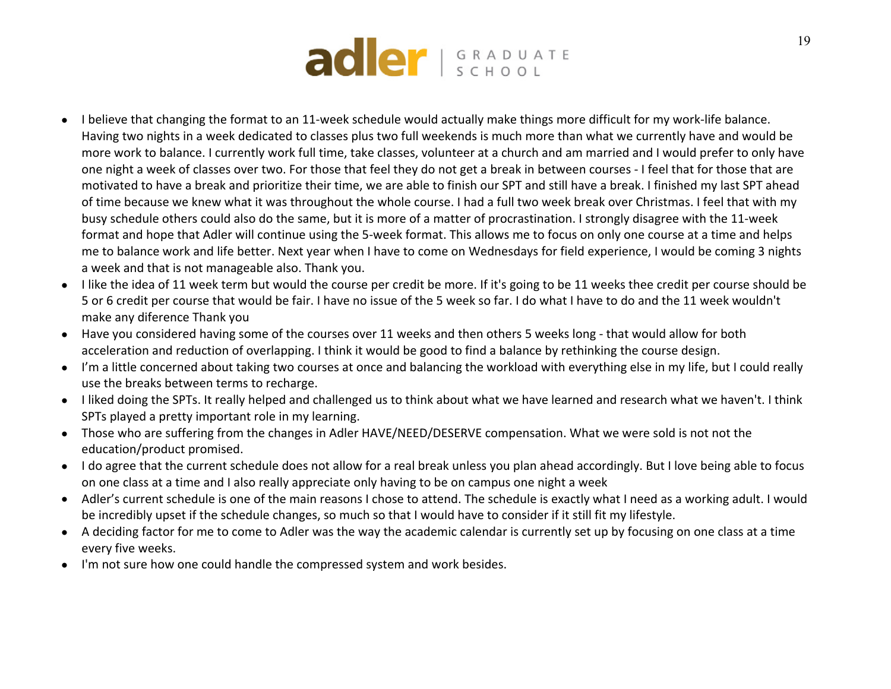- I believe that changing the format to an 11-week schedule would actually make things more difficult for my work-life balance. Having two nights in a week dedicated to classes plus two full weekends is much more than what we currently have and would be more work to balance. I currently work full time, take classes, volunteer at a church and am married and I would prefer to only have one night a week of classes over two. For those that feel they do not get a break in between courses - I feel that for those that are motivated to have a break and prioritize their time, we are able to finish our SPT and still have a break. I finished my last SPT ahead of time because we knew what it was throughout the whole course. I had a full two week break over Christmas. I feel that with my busy schedule others could also do the same, but it is more of a matter of procrastination. I strongly disagree with the 11-week format and hope that Adler will continue using the 5-week format. This allows me to focus on only one course at a time and helps me to balance work and life better. Next year when I have to come on Wednesdays for field experience, I would be coming 3 nights a week and that is not manageable also. Thank you.
- I like the idea of 11 week term but would the course per credit be more. If it's going to be 11 weeks thee credit per course should be 5 or 6 credit per course that would be fair. I have no issue of the 5 week so far. I do what I have to do and the 11 week wouldn't make any diference Thank you
- Have you considered having some of the courses over 11 weeks and then others 5 weeks long - that would allow for both acceleration and reduction of overlapping. I think it would be good to find a balance by rethinking the course design.
- I'm a little concerned about taking two courses at once and balancing the workload with everything else in my life, but I could really use the breaks between terms to recharge.
- I liked doing the SPTs. It really helped and challenged us to think about what we have learned and research what we haven't. I think SPTs played a pretty important role in my learning.
- Those who are suffering from the changes in Adler HAVE/NEED/DESERVE compensation. What we were sold is not not the education/product promised.
- I do agree that the current schedule does not allow for a real break unless you plan ahead accordingly. But I love being able to focus on one class at a time and I also really appreciate only having to be on campus one night a week
- Adler's current schedule is one of the main reasons I chose to attend. The schedule is exactly what I need as a working adult. I would be incredibly upset if the schedule changes, so much so that I would have to consider if it still fit my lifestyle.
- A deciding factor for me to come to Adler was the way the academic calendar is currently set up by focusing on one class at a time every five weeks.
- I'm not sure how one could handle the compressed system and work besides.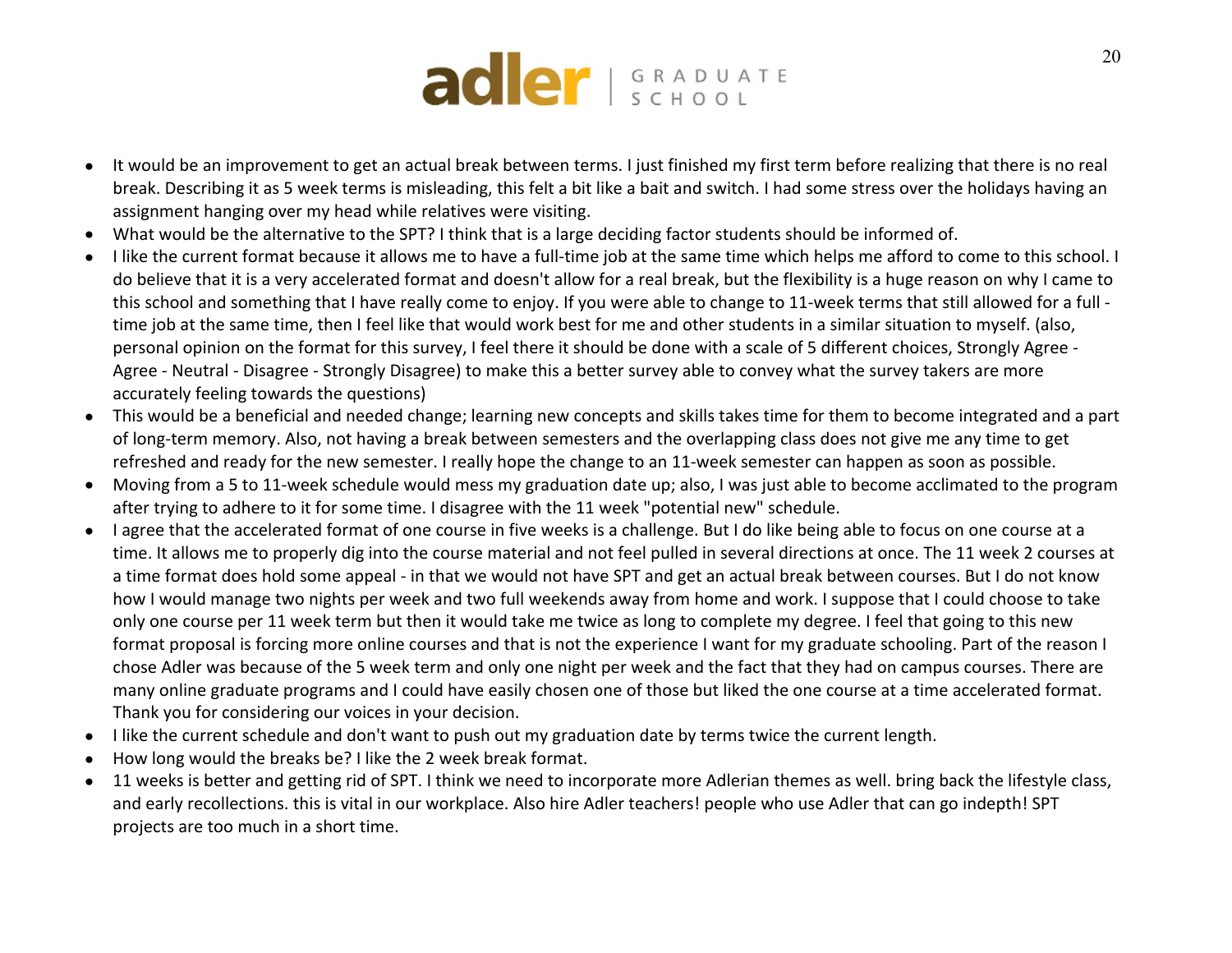- It would be an improvement to get an actual break between terms. I just finished my first term before realizing that there is no real break. Describing it as 5 week terms is misleading, this felt a bit like a bait and switch. I had some stress over the holidays having an assignment hanging over my head while relatives were visiting.
- What would be the alternative to the SPT? I think that is a large deciding factor students should be informed of.
- I like the current format because it allows me to have a full-time job at the same time which helps me afford to come to this school. I do believe that it is a very accelerated format and doesn't allow for a real break, but the flexibility is a huge reason on why I came to this school and something that I have really come to enjoy. If you were able to change to 11-week terms that still allowed for a full - time job at the same time, then I feel like that would work best for me and other students in a similar situation to myself. (also, personal opinion on the format for this survey, I feel there it should be done with a scale of 5 different choices, Strongly Agree - Agree - Neutral - Disagree - Strongly Disagree) to make this a better survey able to convey what the survey takers are more accurately feeling towards the questions)
- This would be a beneficial and needed change; learning new concepts and skills takes time for them to become integrated and a part of long-term memory. Also, not having a break between semesters and the overlapping class does not give me any time to get refreshed and ready for the new semester. I really hope the change to an 11-week semester can happen as soon as possible.
- Moving from a 5 to 11-week schedule would mess my graduation date up; also, I was just able to become acclimated to the program after trying to adhere to it for some time. I disagree with the 11 week "potential new" schedule.
- I agree that the accelerated format of one course in five weeks is a challenge. But I do like being able to focus on one course at a time. It allows me to properly dig into the course material and not feel pulled in several directions at once. The 11 week 2 courses at a time format does hold some appeal - in that we would not have SPT and get an actual break between courses. But I do not know how I would manage two nights per week and two full weekends away from home and work. I suppose that I could choose to take only one course per 11 week term but then it would take me twice as long to complete my degree. I feel that going to this new format proposal is forcing more online courses and that is not the experience I want for my graduate schooling. Part of the reason I chose Adler was because of the 5 week term and only one night per week and the fact that they had on campus courses. There are many online graduate programs and I could have easily chosen one of those but liked the one course at a time accelerated format. Thank you for considering our voices in your decision.
- I like the current schedule and don't want to push out my graduation date by terms twice the current length.
- How long would the breaks be? I like the 2 week break format.
- 11 weeks is better and getting rid of SPT. I think we need to incorporate more Adlerian themes as well. bring back the lifestyle class, and early recollections. this is vital in our workplace. Also hire Adler teachers! people who use Adler that can go indepth! SPT projects are too much in a short time.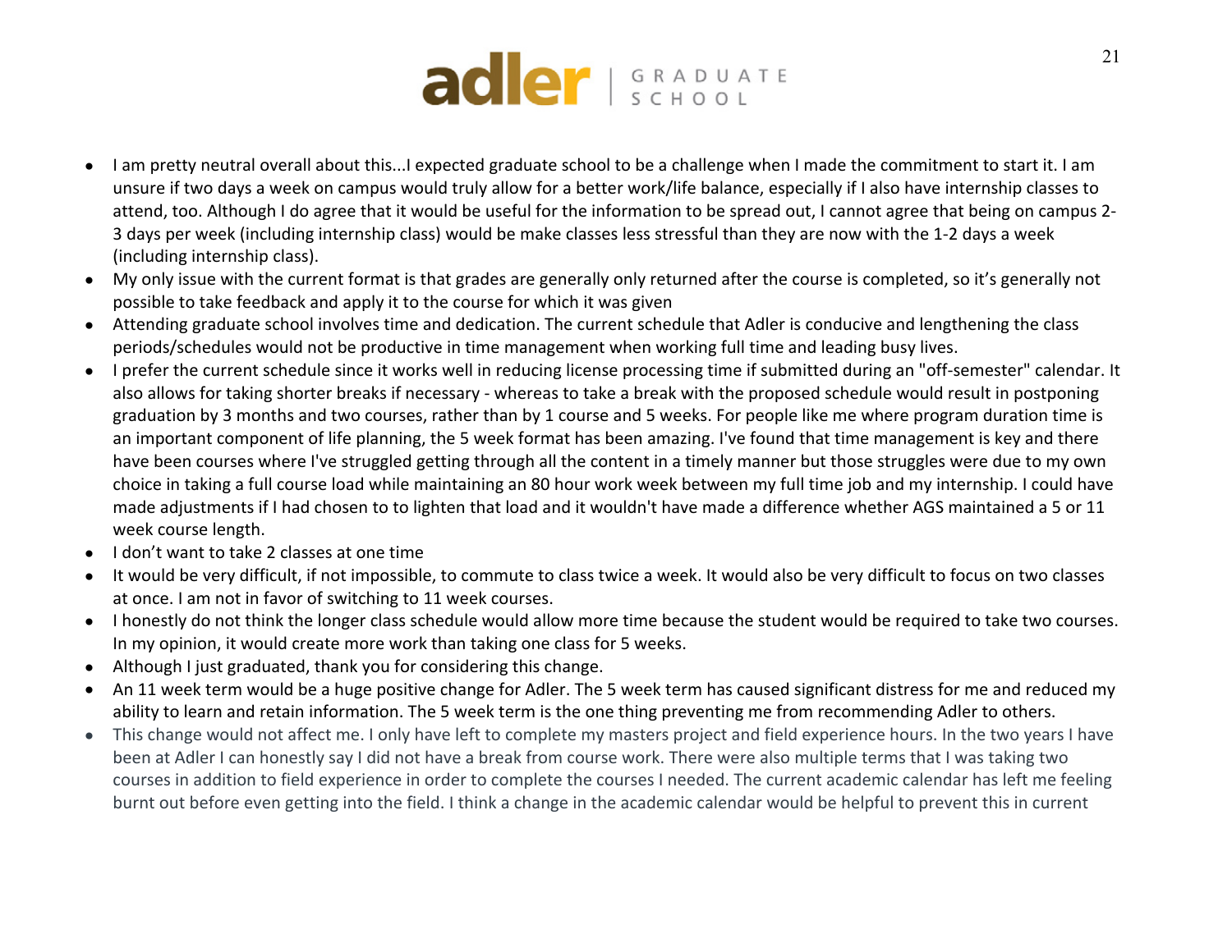- I am pretty neutral overall about this...I expected graduate school to be a challenge when I made the commitment to start it. I am unsure if two days a week on campus would truly allow for a better work/life balance, especially if I also have internship classes to attend, too. Although I do agree that it would be useful for the information to be spread out, I cannot agree that being on campus 2-3 days per week (including internship class) would be make classes less stressful than they are now with the 1-2 days a week (including internship class).
- My only issue with the current format is that grades are generally only returned after the course is completed, so it's generally not possible to take feedback and apply it to the course for which it was given
- Attending graduate school involves time and dedication. The current schedule that Adler is conducive and lengthening the class periods/schedules would not be productive in time management when working full time and leading busy lives.
- I prefer the current schedule since it works well in reducing license processing time if submitted during an "off-semester" calendar. It also allows for taking shorter breaks if necessary - whereas to take a break with the proposed schedule would result in postponing graduation by 3 months and two courses, rather than by 1 course and 5 weeks. For people like me where program duration time is an important component of life planning, the 5 week format has been amazing. I've found that time management is key and there have been courses where I've struggled getting through all the content in a timely manner but those struggles were due to my own choice in taking a full course load while maintaining an 80 hour work week between my full time job and my internship. I could have made adjustments if I had chosen to to lighten that load and it wouldn't have made a difference whether AGS maintained a 5 or 11 week course length.
- I don't want to take 2 classes at one time
- It would be very difficult, if not impossible, to commute to class twice a week. It would also be very difficult to focus on two classes at once. I am not in favor of switching to 11 week courses.
- I honestly do not think the longer class schedule would allow more time because the student would be required to take two courses. In my opinion, it would create more work than taking one class for 5 weeks.
- Although I just graduated, thank you for considering this change.
- An 11 week term would be a huge positive change for Adler. The 5 week term has caused significant distress for me and reduced my ability to learn and retain information. The 5 week term is the one thing preventing me from recommending Adler to others.
- This change would not affect me. I only have left to complete my masters project and field experience hours. In the two years I have been at Adler I can honestly say I did not have a break from course work. There were also multiple terms that I was taking two courses in addition to field experience in order to complete the courses I needed. The current academic calendar has left me feeling burnt out before even getting into the field. I think a change in the academic calendar would be helpful to prevent this in current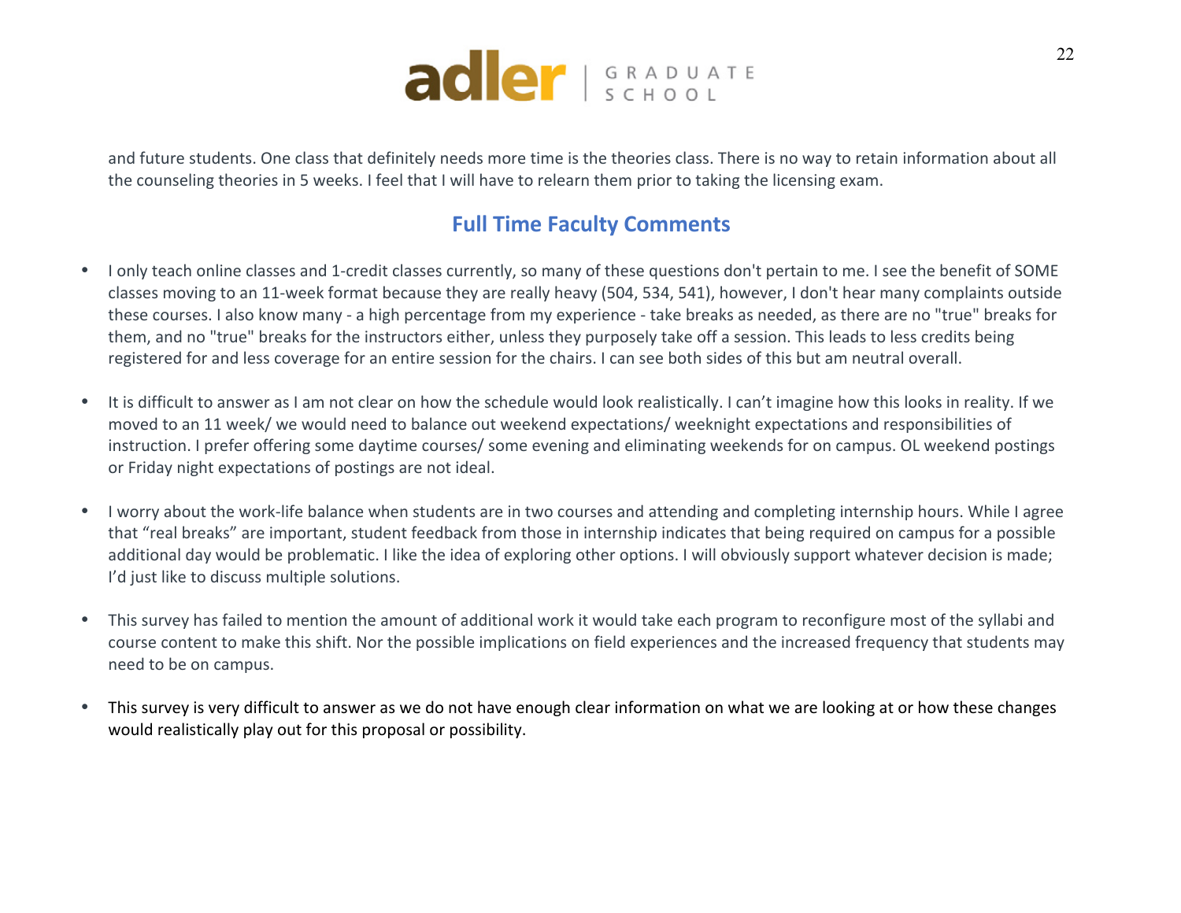and future students. One class that definitely needs more time is the theories class. There is no way to retain information about all the counseling theories in 5 weeks. I feel that I will have to relearn them prior to taking the licensing exam.

## Full Time Faculty Comments

- I only teach online classes and 1-credit classes currently, so many of these questions don't pertain to me. I see the benefit of SOME classes moving to an 11-week format because they are really heavy (504, 534, 541), however, I don't hear many complaints outside these courses. I also know many - a high percentage from my experience - take breaks as needed, as there are no "true" breaks for them, and no "true" breaks for the instructors either, unless they purposely take off a session. This leads to less credits being registered for and less coverage for an entire session for the chairs. I can see both sides of this but am neutral overall.

- It is difficult to answer as I am not clear on how the schedule would look realistically. I can't imagine how this looks in reality. If we moved to an 11 week/ we would need to balance out weekend expectations/ weeknight expectations and responsibilities of instruction. I prefer offering some daytime courses/ some evening and eliminating weekends for on campus. OL weekend postings or Friday night expectations of postings are not ideal.

- I worry about the work-life balance when students are in two courses and attending and completing internship hours. While I agree that "real breaks" are important, student feedback from those in internship indicates that being required on campus for a possible additional day would be problematic. I like the idea of exploring other options. I will obviously support whatever decision is made; I'd just like to discuss multiple solutions.

- This survey has failed to mention the amount of additional work it would take each program to reconfigure most of the syllabi and course content to make this shift. Nor the possible implications on field experiences and the increased frequency that students may need to be on campus.

- This survey is very difficult to answer as we do not have enough clear information on what we are looking at or how these changes would realistically play out for this proposal or possibility.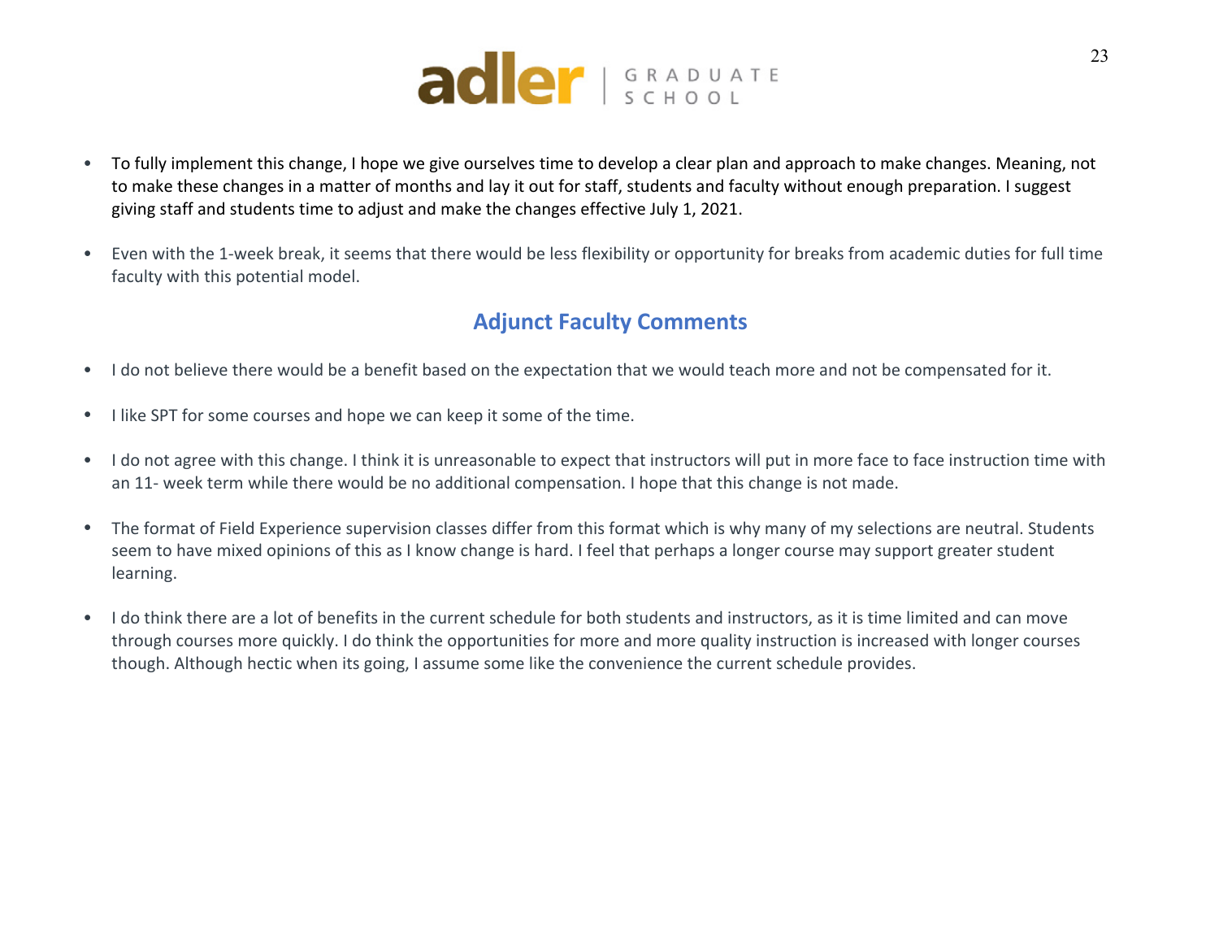- To fully implement this change, I hope we give ourselves time to develop a clear plan and approach to make changes. Meaning, not to make these changes in a matter of months and lay it out for staff, students and faculty without enough preparation. I suggest giving staff and students time to adjust and make the changes effective July 1, 2021.

- Even with the 1-week break, it seems that there would be less flexibility or opportunity for breaks from academic duties for full time faculty with this potential model.

## Adjunct Faculty Comments

- I do not believe there would be a benefit based on the expectation that we would teach more and not be compensated for it.

- I like SPT for some courses and hope we can keep it some of the time.

- I do not agree with this change. I think it is unreasonable to expect that instructors will put in more face to face instruction time with an 11- week term while there would be no additional compensation. I hope that this change is not made.

- The format of Field Experience supervision classes differ from this format which is why many of my selections are neutral. Students seem to have mixed opinions of this as I know change is hard. I feel that perhaps a longer course may support greater student learning.

- I do think there are a lot of benefits in the current schedule for both students and instructors, as it is time limited and can move through courses more quickly. I do think the opportunities for more and more quality instruction is increased with longer courses though. Although hectic when its going, I assume some like the convenience the current schedule provides.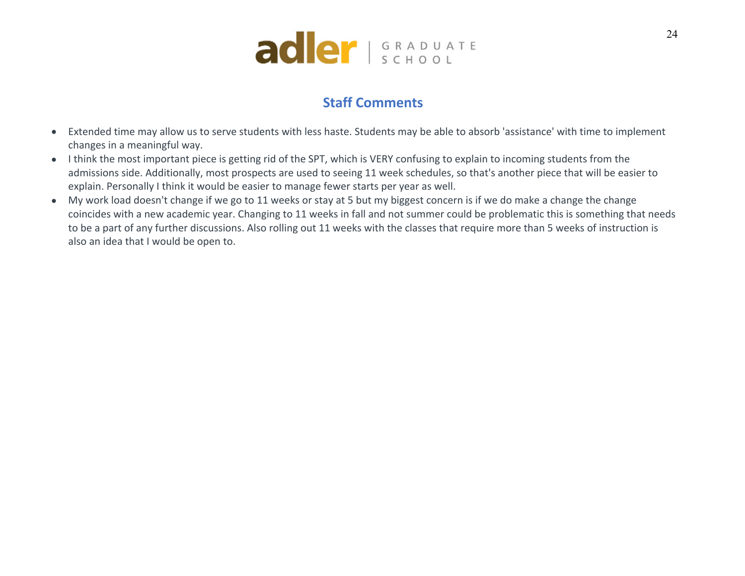## Staff Comments

- Extended time may allow us to serve students with less haste. Students may be able to absorb 'assistance' with time to implement changes in a meaningful way.
- I think the most important piece is getting rid of the SPT, which is VERY confusing to explain to incoming students from the admissions side. Additionally, most prospects are used to seeing 11 week schedules, so that's another piece that will be easier to explain. Personally I think it would be easier to manage fewer starts per year as well.
- My work load doesn't change if we go to 11 weeks or stay at 5 but my biggest concern is if we do make a change the change coincides with a new academic year. Changing to 11 weeks in fall and not summer could be problematic this is something that needs to be a part of any further discussions. Also rolling out 11 weeks with the classes that require more than 5 weeks of instruction is also an idea that I would be open to.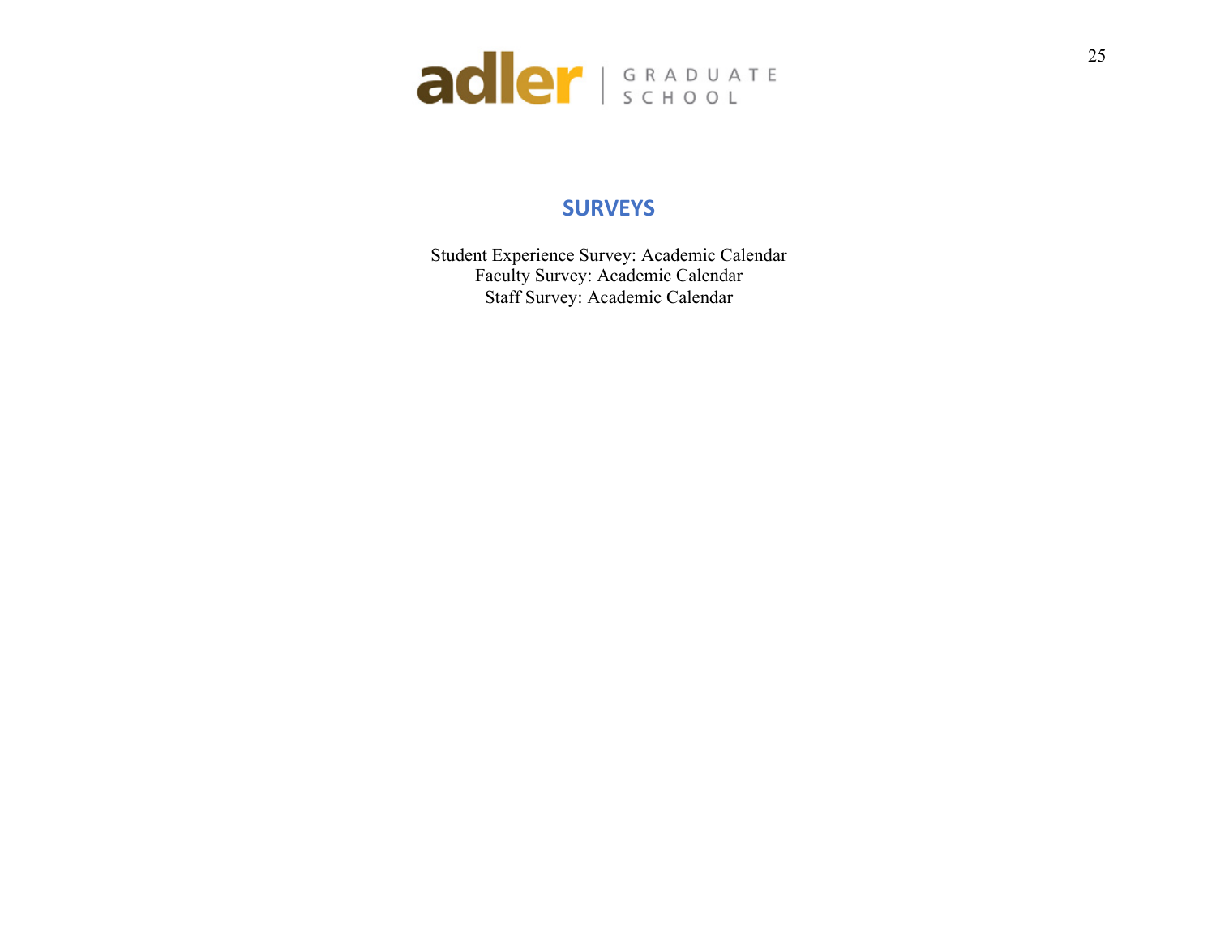## SURVEYS

Student Experience Survey: Academic Calendar
Faculty Survey: Academic Calendar
Staff Survey: Academic Calendar